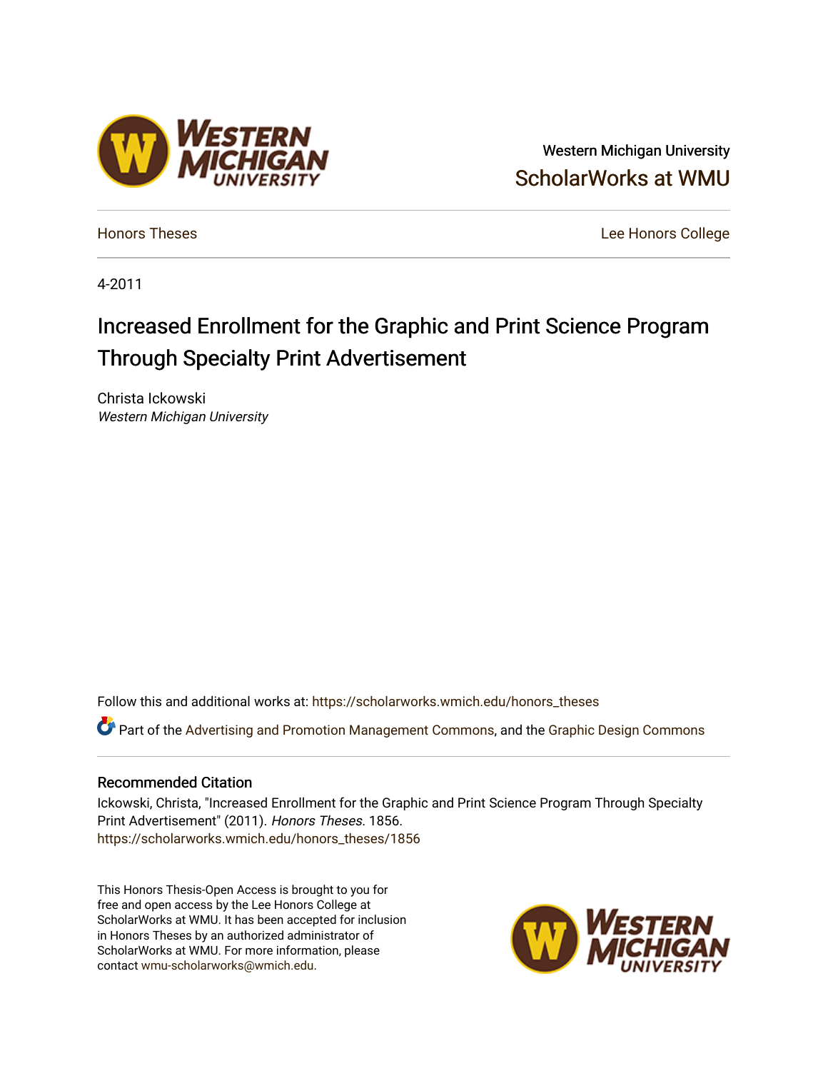Western Michigan University

ScholarWorks at WMU

Honors Theses

Lee Honors College

4-2011

# Increased Enrollment for the Graphic and Print Science Program Through Specialty Print Advertisement

Christa Ickowski

*Western Michigan University*

Follow this and additional works at: https://scholarworks.wmich.edu/honors_theses

Part of the Advertising and Promotion Management Commons, and the Graphic Design Commons

### Recommended Citation

Ickowski, Christa, "Increased Enrollment for the Graphic and Print Science Program Through Specialty Print Advertisement" (2011). *Honors Theses*. 1856.
https://scholarworks.wmich.edu/honors_theses/1856

This Honors Thesis-Open Access is brought to you for free and open access by the Lee Honors College at ScholarWorks at WMU. It has been accepted for inclusion in Honors Theses by an authorized administrator of ScholarWorks at WMU. For more information, please contact wmu-scholarworks@wmich.edu.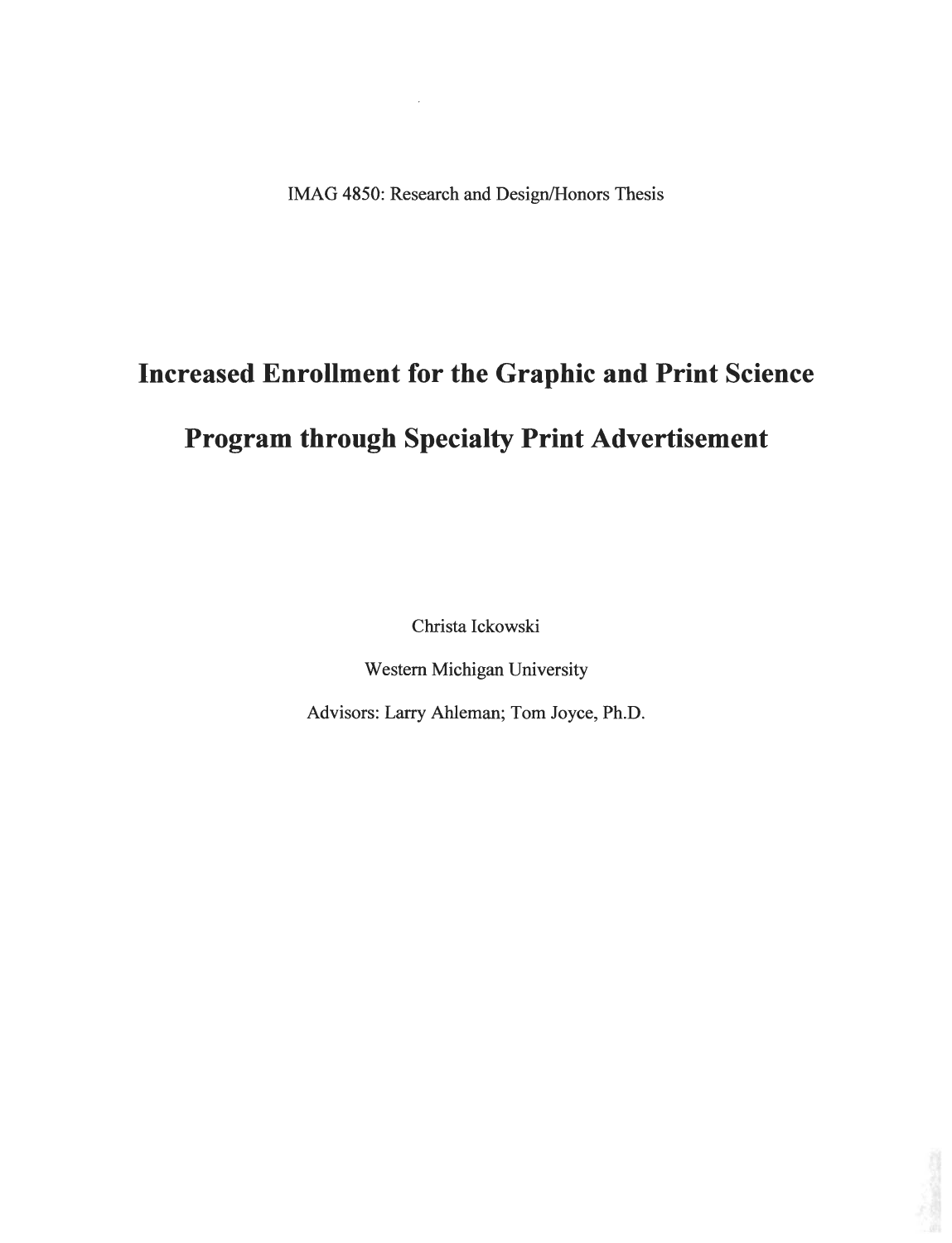IMAG 4850: Research and Design/Honors Thesis

# Increased Enrollment for the Graphic and Print Science Program through Specialty Print Advertisement

Christa Ickowski

Western Michigan University

Advisors: Larry Ahleman; Tom Joyce, Ph.D.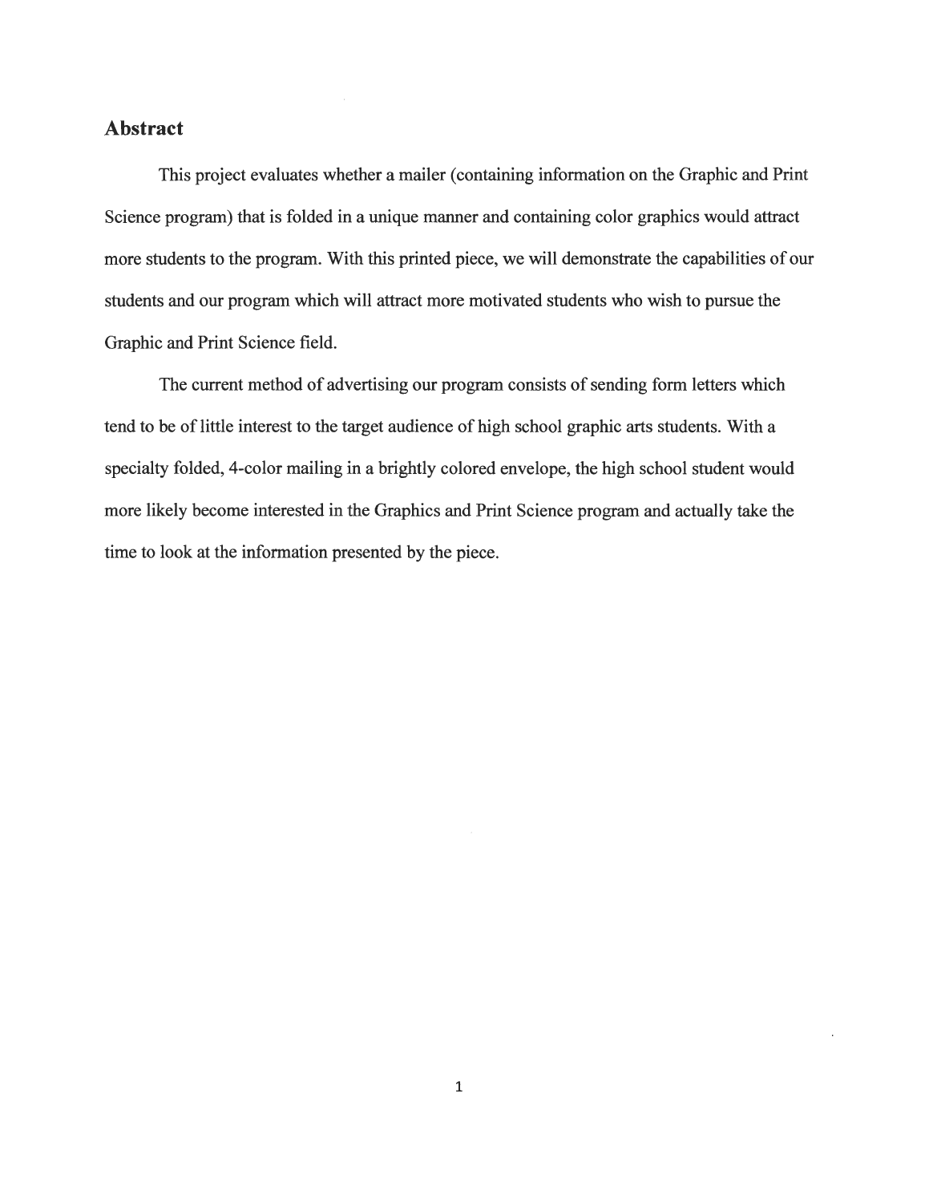## Abstract

This project evaluates whether a mailer (containing information on the Graphic and Print Science program) that is folded in a unique manner and containing color graphics would attract more students to the program. With this printed piece, we will demonstrate the capabilities of our students and our program which will attract more motivated students who wish to pursue the Graphic and Print Science field.

The current method of advertising our program consists of sending form letters which tend to be of little interest to the target audience of high school graphic arts students. With a specialty folded, 4-color mailing in a brightly colored envelope, the high school student would more likely become interested in the Graphics and Print Science program and actually take the time to look at the information presented by the piece.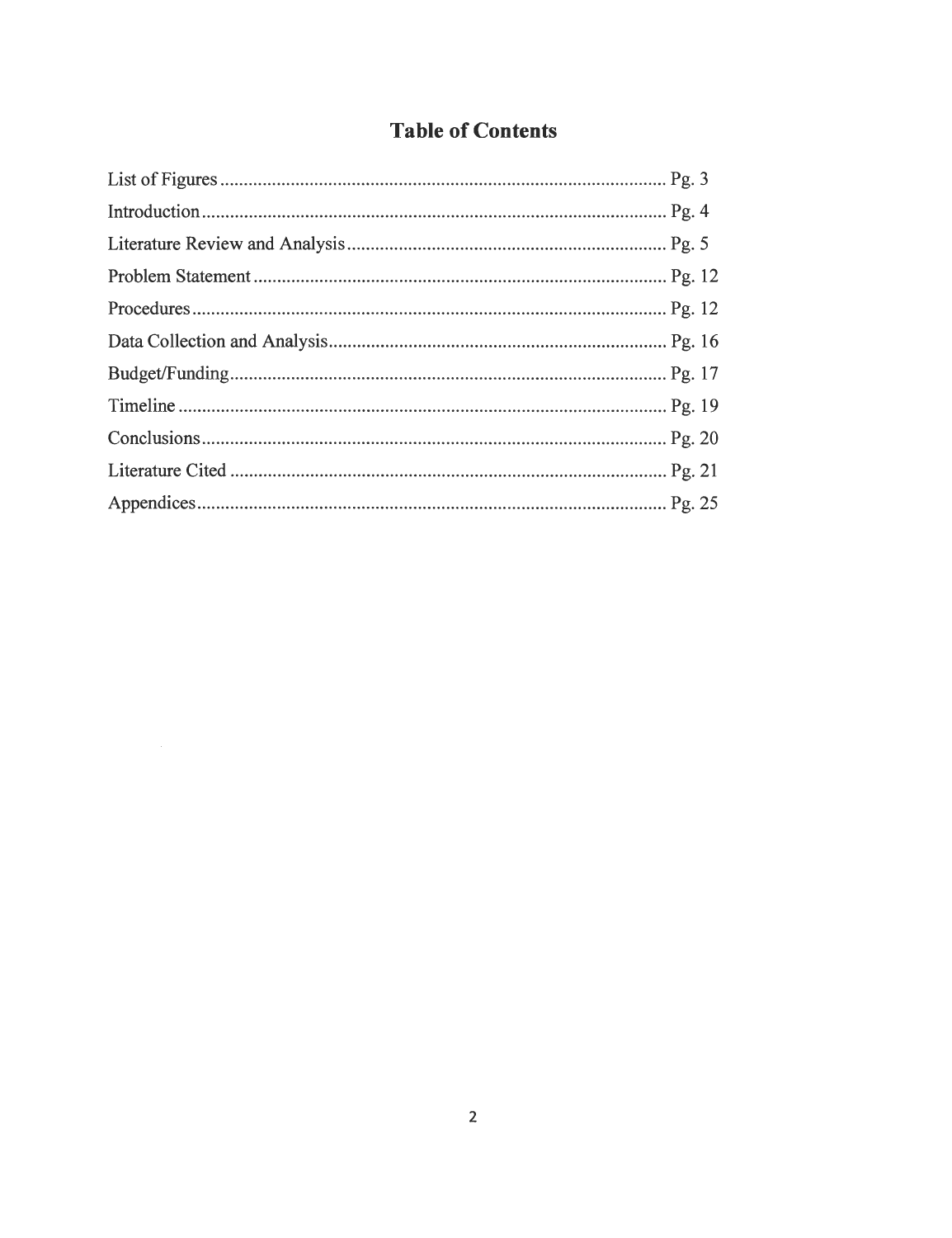# Table of Contents

| | |
|---|---|
| List of Figures | Pg. 3 |
| Introduction | Pg. 4 |
| Literature Review and Analysis | Pg. 5 |
| Problem Statement | Pg. 12 |
| Procedures | Pg. 12 |
| Data Collection and Analysis | Pg. 16 |
| Budget/Funding | Pg. 17 |
| Timeline | Pg. 19 |
| Conclusions | Pg. 20 |
| Literature Cited | Pg. 21 |
| Appendices | Pg. 25 |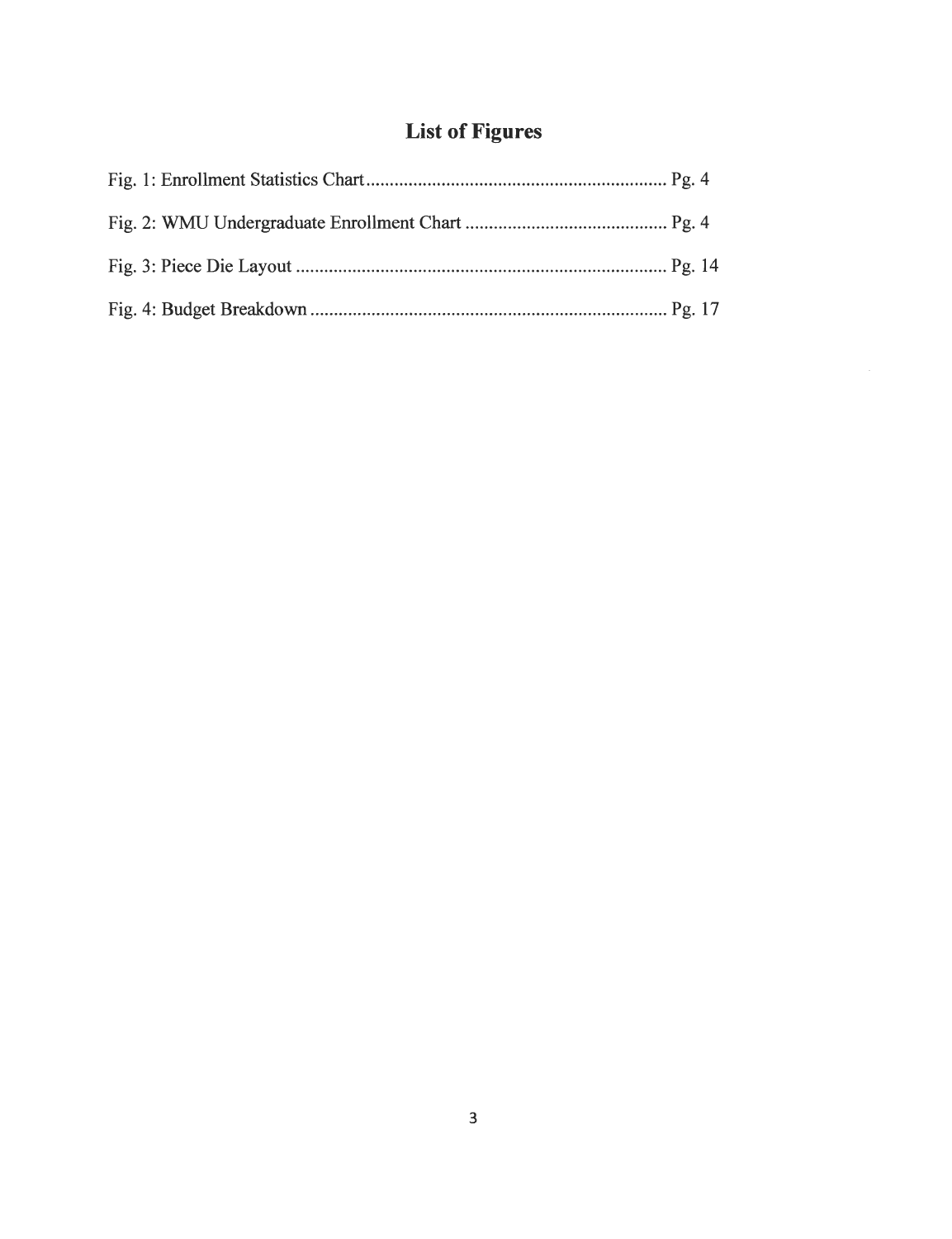# List of Figures

Fig. 1: Enrollment Statistics Chart ................................................................ Pg. 4

Fig. 2: WMU Undergraduate Enrollment Chart ........................................... Pg. 4

Fig. 3: Piece Die Layout ............................................................................... Pg. 14

Fig. 4: Budget Breakdown ............................................................................ Pg. 17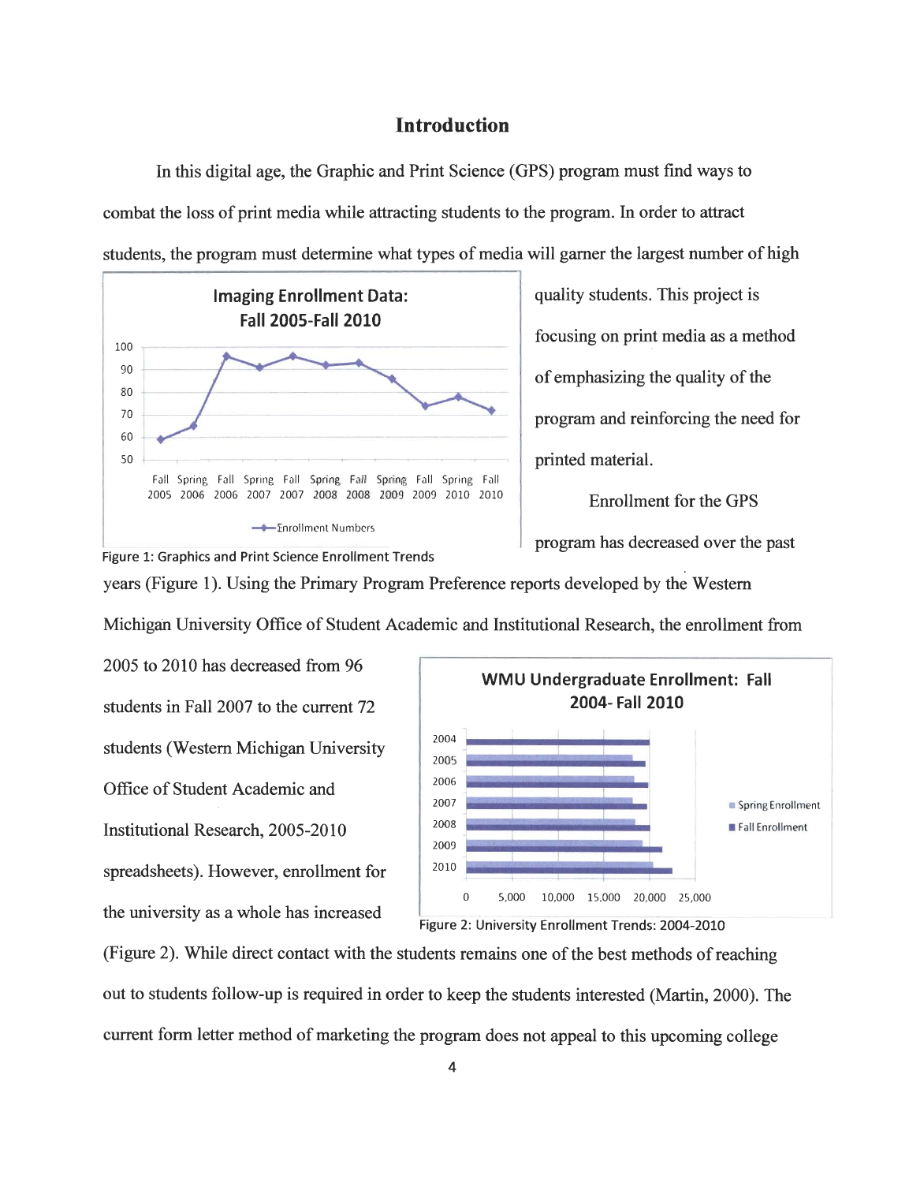# Introduction

In this digital age, the Graphic and Print Science (GPS) program must find ways to combat the loss of print media while attracting students to the program. In order to attract students, the program must determine what types of media will garner the largest number of high quality students. This project is focusing on print media as a method of emphasizing the quality of the program and reinforcing the need for printed material.

Figure 1: Graphics and Print Science Enrollment Trends

Enrollment for the GPS program has decreased over the past years (Figure 1). Using the Primary Program Preference reports developed by the Western Michigan University Office of Student Academic and Institutional Research, the enrollment from 2005 to 2010 has decreased from 96 students in Fall 2007 to the current 72 students (Western Michigan University Office of Student Academic and Institutional Research, 2005-2010 spreadsheets). However, enrollment for the university as a whole has increased (Figure 2). While direct contact with the students remains one of the best methods of reaching out to students follow-up is required in order to keep the students interested (Martin, 2000). The current form letter method of marketing the program does not appeal to this upcoming college

Figure 2: University Enrollment Trends: 2004-2010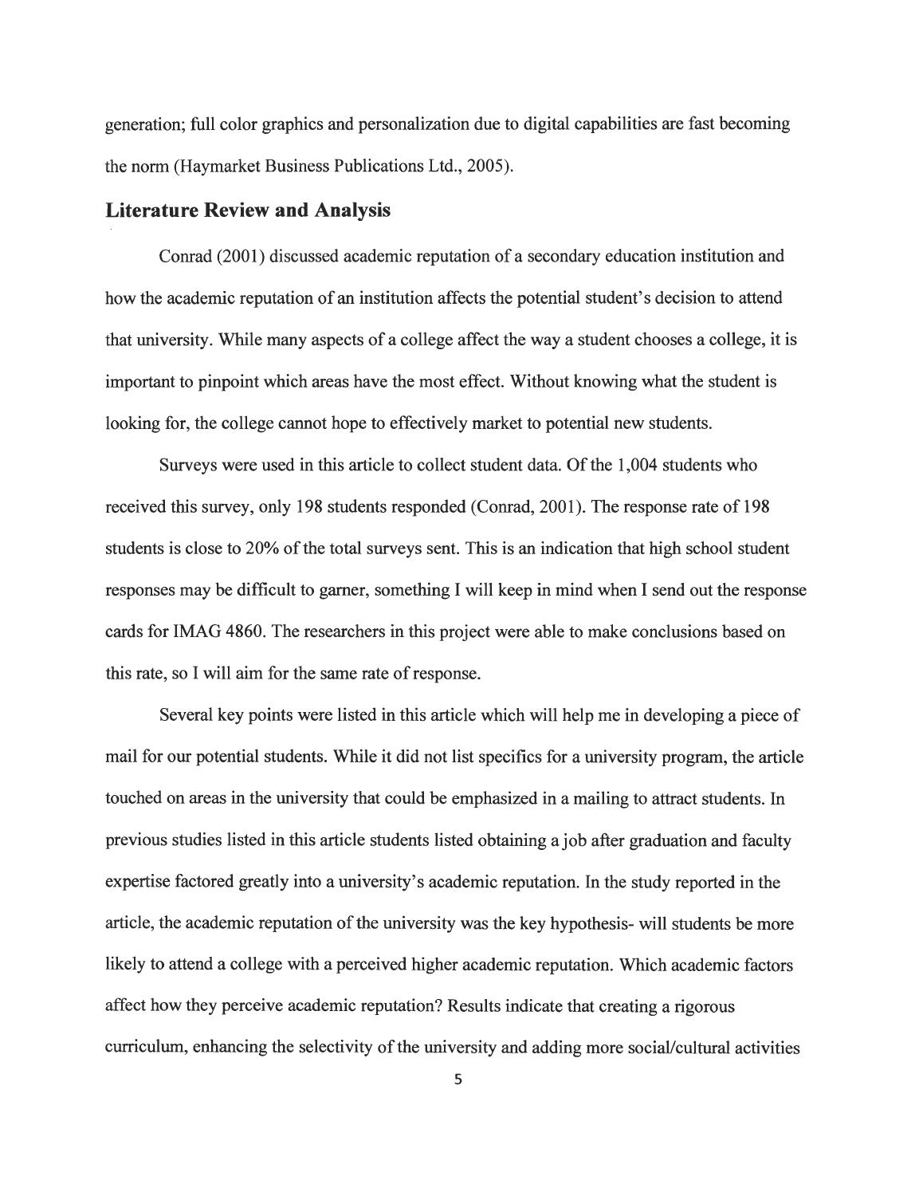generation; full color graphics and personalization due to digital capabilities are fast becoming the norm (Haymarket Business Publications Ltd., 2005).

## Literature Review and Analysis

Conrad (2001) discussed academic reputation of a secondary education institution and how the academic reputation of an institution affects the potential student's decision to attend that university. While many aspects of a college affect the way a student chooses a college, it is important to pinpoint which areas have the most effect. Without knowing what the student is looking for, the college cannot hope to effectively market to potential new students.

Surveys were used in this article to collect student data. Of the 1,004 students who received this survey, only 198 students responded (Conrad, 2001). The response rate of 198 students is close to 20% of the total surveys sent. This is an indication that high school student responses may be difficult to garner, something I will keep in mind when I send out the response cards for IMAG 4860. The researchers in this project were able to make conclusions based on this rate, so I will aim for the same rate of response.

Several key points were listed in this article which will help me in developing a piece of mail for our potential students. While it did not list specifics for a university program, the article touched on areas in the university that could be emphasized in a mailing to attract students. In previous studies listed in this article students listed obtaining a job after graduation and faculty expertise factored greatly into a university's academic reputation. In the study reported in the article, the academic reputation of the university was the key hypothesis- will students be more likely to attend a college with a perceived higher academic reputation. Which academic factors affect how they perceive academic reputation? Results indicate that creating a rigorous curriculum, enhancing the selectivity of the university and adding more social/cultural activities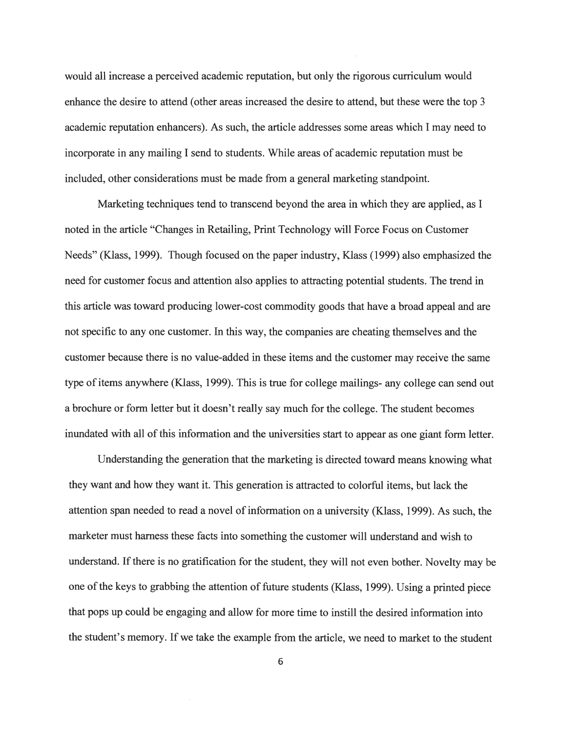would all increase a perceived academic reputation, but only the rigorous curriculum would enhance the desire to attend (other areas increased the desire to attend, but these were the top 3 academic reputation enhancers). As such, the article addresses some areas which I may need to incorporate in any mailing I send to students. While areas of academic reputation must be included, other considerations must be made from a general marketing standpoint.

Marketing techniques tend to transcend beyond the area in which they are applied, as I noted in the article "Changes in Retailing, Print Technology will Force Focus on Customer Needs" (Klass, 1999). Though focused on the paper industry, Klass (1999) also emphasized the need for customer focus and attention also applies to attracting potential students. The trend in this article was toward producing lower-cost commodity goods that have a broad appeal and are not specific to any one customer. In this way, the companies are cheating themselves and the customer because there is no value-added in these items and the customer may receive the same type of items anywhere (Klass, 1999). This is true for college mailings- any college can send out a brochure or form letter but it doesn't really say much for the college. The student becomes inundated with all of this information and the universities start to appear as one giant form letter.

Understanding the generation that the marketing is directed toward means knowing what they want and how they want it. This generation is attracted to colorful items, but lack the attention span needed to read a novel of information on a university (Klass, 1999). As such, the marketer must harness these facts into something the customer will understand and wish to understand. If there is no gratification for the student, they will not even bother. Novelty may be one of the keys to grabbing the attention of future students (Klass, 1999). Using a printed piece that pops up could be engaging and allow for more time to instill the desired information into the student's memory. If we take the example from the article, we need to market to the student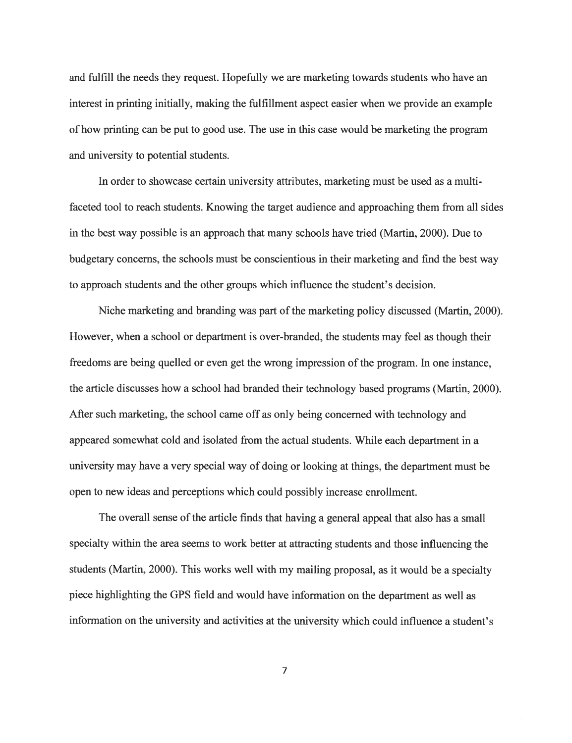and fulfill the needs they request. Hopefully we are marketing towards students who have an interest in printing initially, making the fulfillment aspect easier when we provide an example of how printing can be put to good use. The use in this case would be marketing the program and university to potential students.

In order to showcase certain university attributes, marketing must be used as a multi-faceted tool to reach students. Knowing the target audience and approaching them from all sides in the best way possible is an approach that many schools have tried (Martin, 2000). Due to budgetary concerns, the schools must be conscientious in their marketing and find the best way to approach students and the other groups which influence the student's decision.

Niche marketing and branding was part of the marketing policy discussed (Martin, 2000). However, when a school or department is over-branded, the students may feel as though their freedoms are being quelled or even get the wrong impression of the program. In one instance, the article discusses how a school had branded their technology based programs (Martin, 2000). After such marketing, the school came off as only being concerned with technology and appeared somewhat cold and isolated from the actual students. While each department in a university may have a very special way of doing or looking at things, the department must be open to new ideas and perceptions which could possibly increase enrollment.

The overall sense of the article finds that having a general appeal that also has a small specialty within the area seems to work better at attracting students and those influencing the students (Martin, 2000). This works well with my mailing proposal, as it would be a specialty piece highlighting the GPS field and would have information on the department as well as information on the university and activities at the university which could influence a student's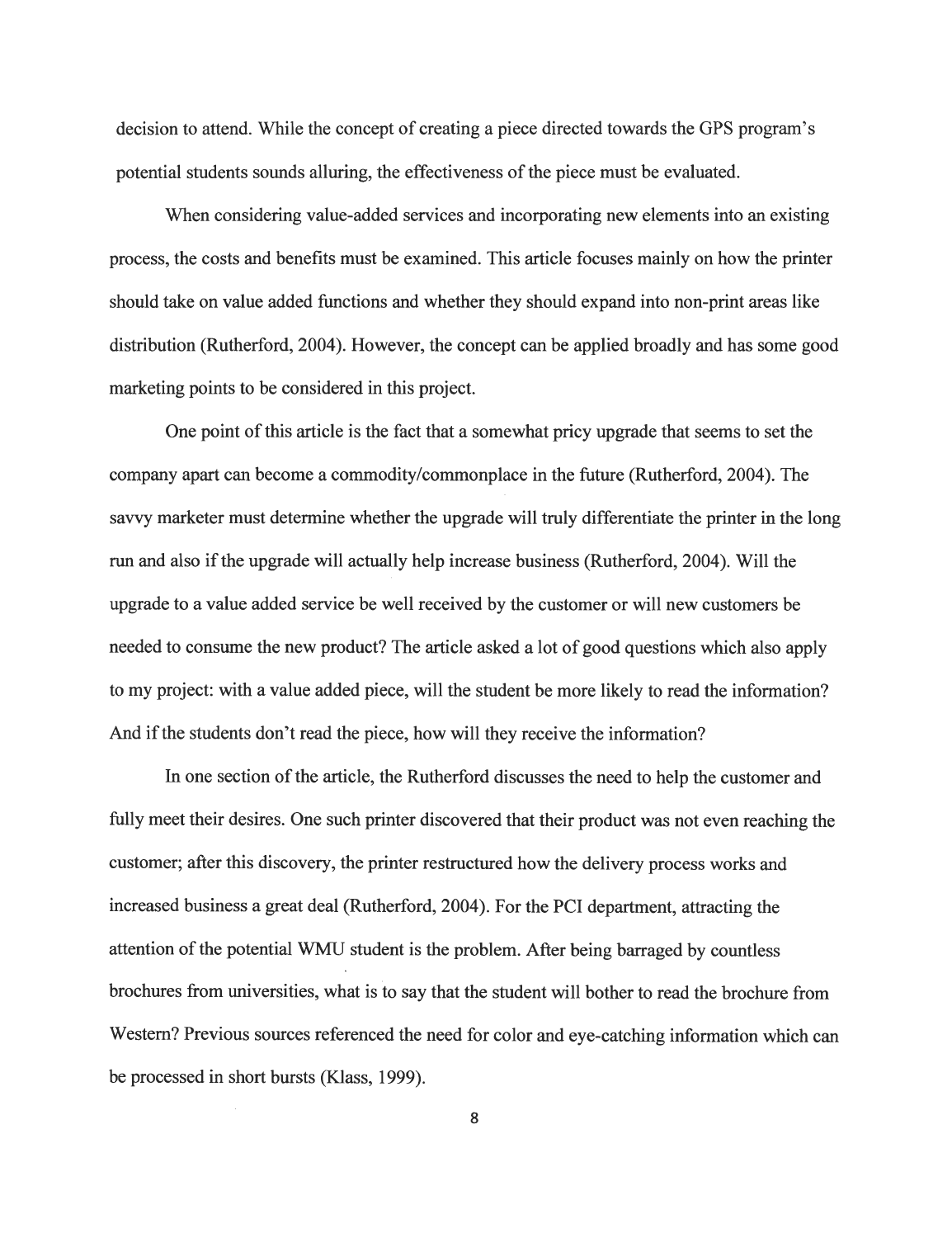decision to attend. While the concept of creating a piece directed towards the GPS program's potential students sounds alluring, the effectiveness of the piece must be evaluated.

When considering value-added services and incorporating new elements into an existing process, the costs and benefits must be examined. This article focuses mainly on how the printer should take on value added functions and whether they should expand into non-print areas like distribution (Rutherford, 2004). However, the concept can be applied broadly and has some good marketing points to be considered in this project.

One point of this article is the fact that a somewhat pricy upgrade that seems to set the company apart can become a commodity/commonplace in the future (Rutherford, 2004). The savvy marketer must determine whether the upgrade will truly differentiate the printer in the long run and also if the upgrade will actually help increase business (Rutherford, 2004). Will the upgrade to a value added service be well received by the customer or will new customers be needed to consume the new product? The article asked a lot of good questions which also apply to my project: with a value added piece, will the student be more likely to read the information? And if the students don't read the piece, how will they receive the information?

In one section of the article, the Rutherford discusses the need to help the customer and fully meet their desires. One such printer discovered that their product was not even reaching the customer; after this discovery, the printer restructured how the delivery process works and increased business a great deal (Rutherford, 2004). For the PCI department, attracting the attention of the potential WMU student is the problem. After being barraged by countless brochures from universities, what is to say that the student will bother to read the brochure from Western? Previous sources referenced the need for color and eye-catching information which can be processed in short bursts (Klass, 1999).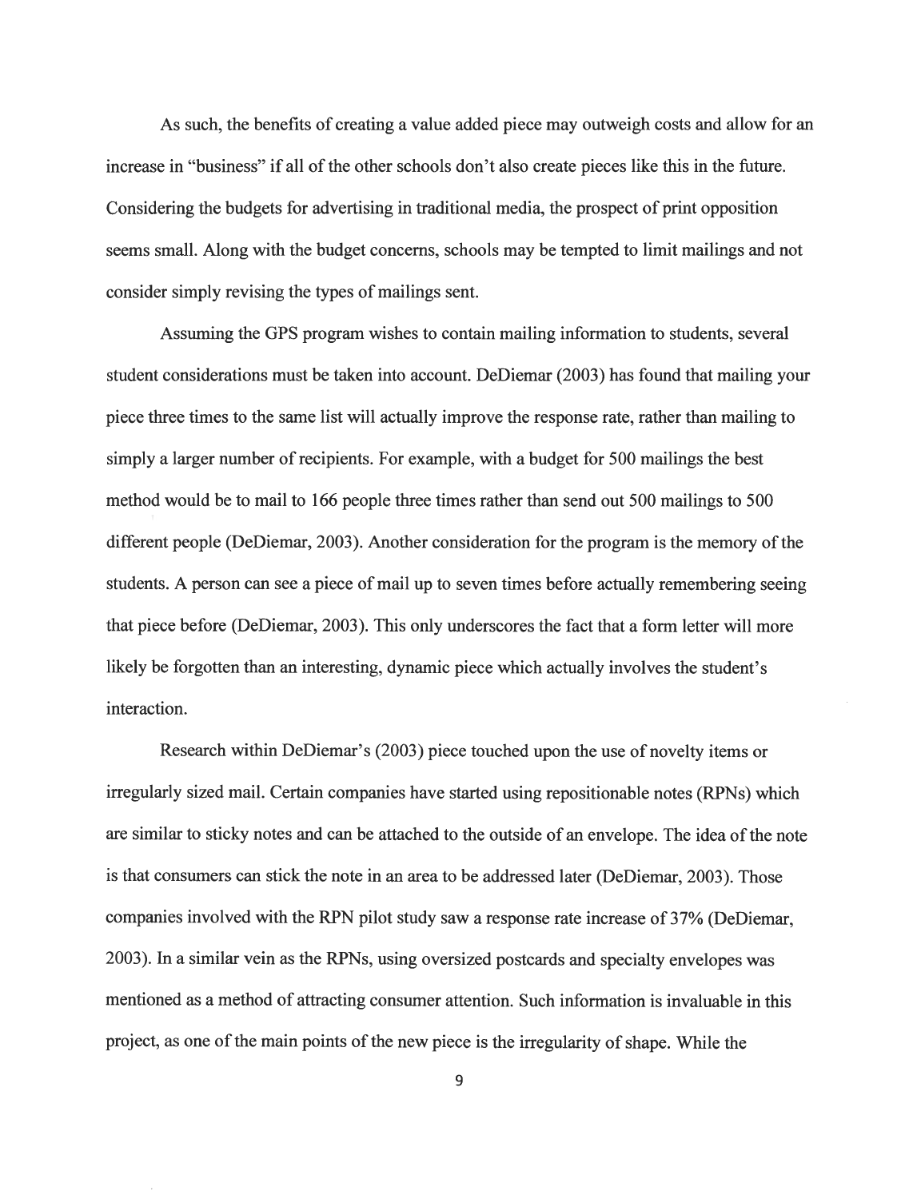As such, the benefits of creating a value added piece may outweigh costs and allow for an increase in "business" if all of the other schools don't also create pieces like this in the future. Considering the budgets for advertising in traditional media, the prospect of print opposition seems small. Along with the budget concerns, schools may be tempted to limit mailings and not consider simply revising the types of mailings sent.

Assuming the GPS program wishes to contain mailing information to students, several student considerations must be taken into account. DeDiemar (2003) has found that mailing your piece three times to the same list will actually improve the response rate, rather than mailing to simply a larger number of recipients. For example, with a budget for 500 mailings the best method would be to mail to 166 people three times rather than send out 500 mailings to 500 different people (DeDiemar, 2003). Another consideration for the program is the memory of the students. A person can see a piece of mail up to seven times before actually remembering seeing that piece before (DeDiemar, 2003). This only underscores the fact that a form letter will more likely be forgotten than an interesting, dynamic piece which actually involves the student's interaction.

Research within DeDiemar's (2003) piece touched upon the use of novelty items or irregularly sized mail. Certain companies have started using repositionable notes (RPNs) which are similar to sticky notes and can be attached to the outside of an envelope. The idea of the note is that consumers can stick the note in an area to be addressed later (DeDiemar, 2003). Those companies involved with the RPN pilot study saw a response rate increase of 37% (DeDiemar, 2003). In a similar vein as the RPNs, using oversized postcards and specialty envelopes was mentioned as a method of attracting consumer attention. Such information is invaluable in this project, as one of the main points of the new piece is the irregularity of shape. While the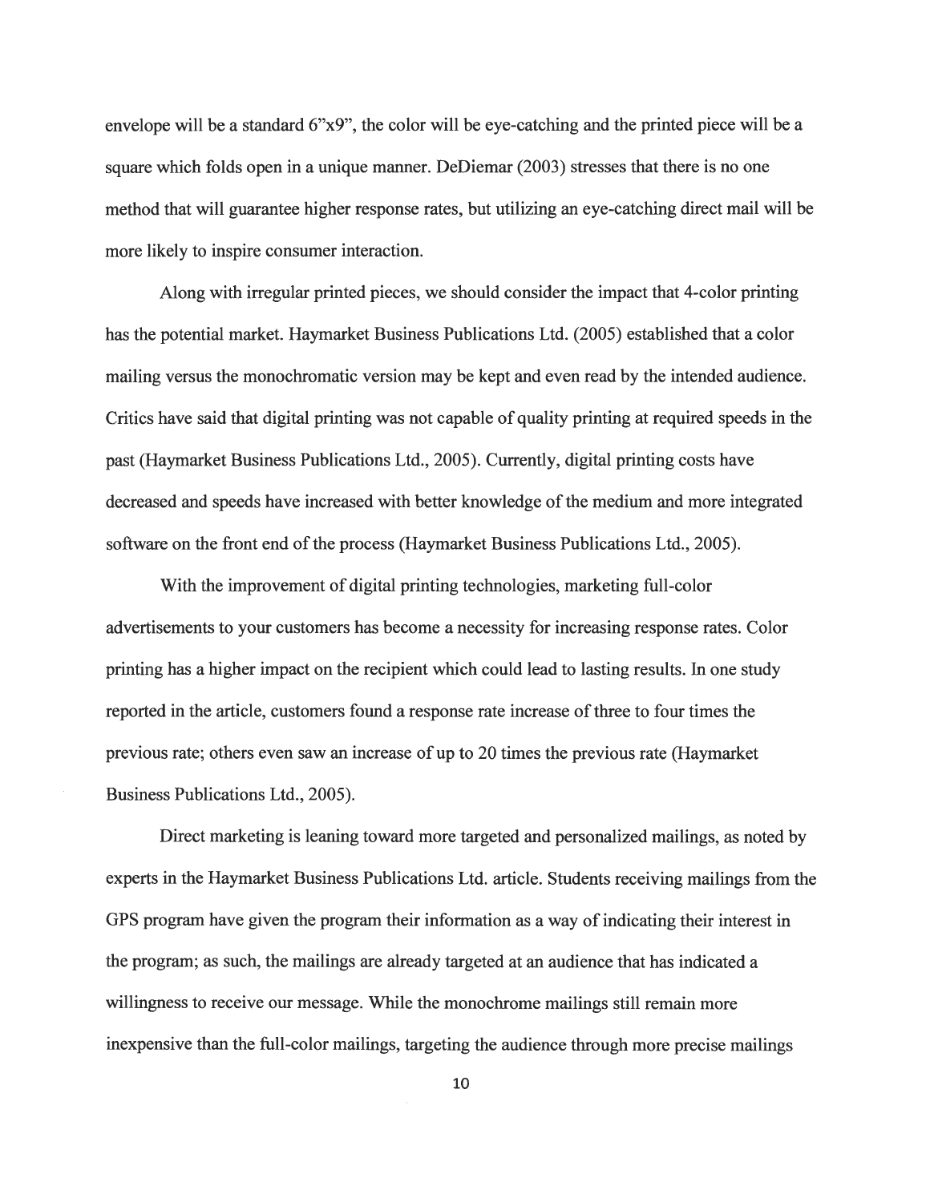envelope will be a standard 6"x9", the color will be eye-catching and the printed piece will be a square which folds open in a unique manner. DeDiemar (2003) stresses that there is no one method that will guarantee higher response rates, but utilizing an eye-catching direct mail will be more likely to inspire consumer interaction.

Along with irregular printed pieces, we should consider the impact that 4-color printing has the potential market. Haymarket Business Publications Ltd. (2005) established that a color mailing versus the monochromatic version may be kept and even read by the intended audience. Critics have said that digital printing was not capable of quality printing at required speeds in the past (Haymarket Business Publications Ltd., 2005). Currently, digital printing costs have decreased and speeds have increased with better knowledge of the medium and more integrated software on the front end of the process (Haymarket Business Publications Ltd., 2005).

With the improvement of digital printing technologies, marketing full-color advertisements to your customers has become a necessity for increasing response rates. Color printing has a higher impact on the recipient which could lead to lasting results. In one study reported in the article, customers found a response rate increase of three to four times the previous rate; others even saw an increase of up to 20 times the previous rate (Haymarket Business Publications Ltd., 2005).

Direct marketing is leaning toward more targeted and personalized mailings, as noted by experts in the Haymarket Business Publications Ltd. article. Students receiving mailings from the GPS program have given the program their information as a way of indicating their interest in the program; as such, the mailings are already targeted at an audience that has indicated a willingness to receive our message. While the monochrome mailings still remain more inexpensive than the full-color mailings, targeting the audience through more precise mailings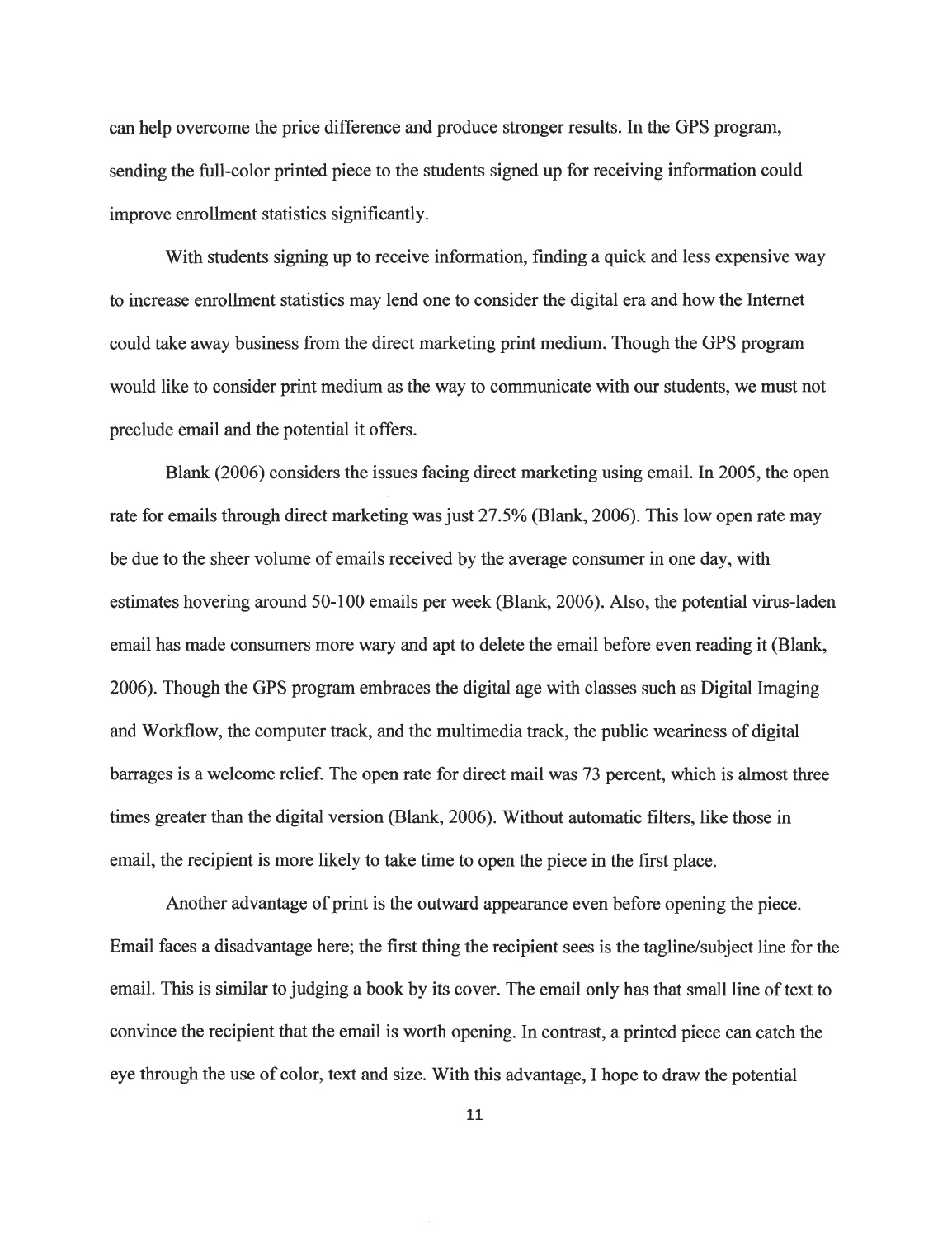can help overcome the price difference and produce stronger results. In the GPS program, sending the full-color printed piece to the students signed up for receiving information could improve enrollment statistics significantly.

With students signing up to receive information, finding a quick and less expensive way to increase enrollment statistics may lend one to consider the digital era and how the Internet could take away business from the direct marketing print medium. Though the GPS program would like to consider print medium as the way to communicate with our students, we must not preclude email and the potential it offers.

Blank (2006) considers the issues facing direct marketing using email. In 2005, the open rate for emails through direct marketing was just 27.5% (Blank, 2006). This low open rate may be due to the sheer volume of emails received by the average consumer in one day, with estimates hovering around 50-100 emails per week (Blank, 2006). Also, the potential virus-laden email has made consumers more wary and apt to delete the email before even reading it (Blank, 2006). Though the GPS program embraces the digital age with classes such as Digital Imaging and Workflow, the computer track, and the multimedia track, the public weariness of digital barrages is a welcome relief. The open rate for direct mail was 73 percent, which is almost three times greater than the digital version (Blank, 2006). Without automatic filters, like those in email, the recipient is more likely to take time to open the piece in the first place.

Another advantage of print is the outward appearance even before opening the piece. Email faces a disadvantage here; the first thing the recipient sees is the tagline/subject line for the email. This is similar to judging a book by its cover. The email only has that small line of text to convince the recipient that the email is worth opening. In contrast, a printed piece can catch the eye through the use of color, text and size. With this advantage, I hope to draw the potential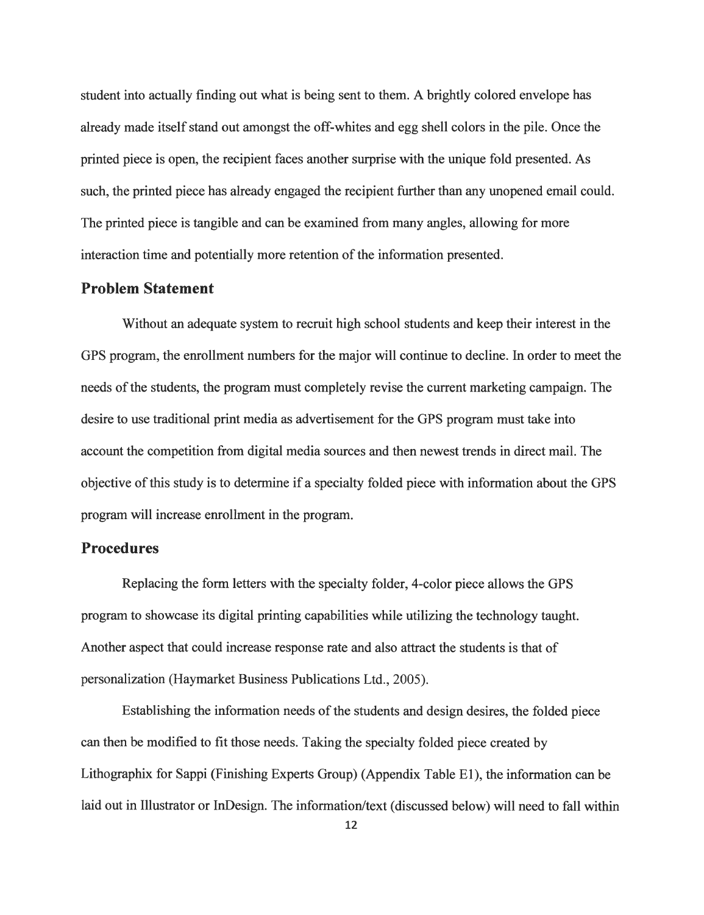student into actually finding out what is being sent to them. A brightly colored envelope has already made itself stand out amongst the off-whites and egg shell colors in the pile. Once the printed piece is open, the recipient faces another surprise with the unique fold presented. As such, the printed piece has already engaged the recipient further than any unopened email could. The printed piece is tangible and can be examined from many angles, allowing for more interaction time and potentially more retention of the information presented.

## Problem Statement

Without an adequate system to recruit high school students and keep their interest in the GPS program, the enrollment numbers for the major will continue to decline. In order to meet the needs of the students, the program must completely revise the current marketing campaign. The desire to use traditional print media as advertisement for the GPS program must take into account the competition from digital media sources and then newest trends in direct mail. The objective of this study is to determine if a specialty folded piece with information about the GPS program will increase enrollment in the program.

## Procedures

Replacing the form letters with the specialty folder, 4-color piece allows the GPS program to showcase its digital printing capabilities while utilizing the technology taught. Another aspect that could increase response rate and also attract the students is that of personalization (Haymarket Business Publications Ltd., 2005).

Establishing the information needs of the students and design desires, the folded piece can then be modified to fit those needs. Taking the specialty folded piece created by Lithographix for Sappi (Finishing Experts Group) (Appendix Table E1), the information can be laid out in Illustrator or InDesign. The information/text (discussed below) will need to fall within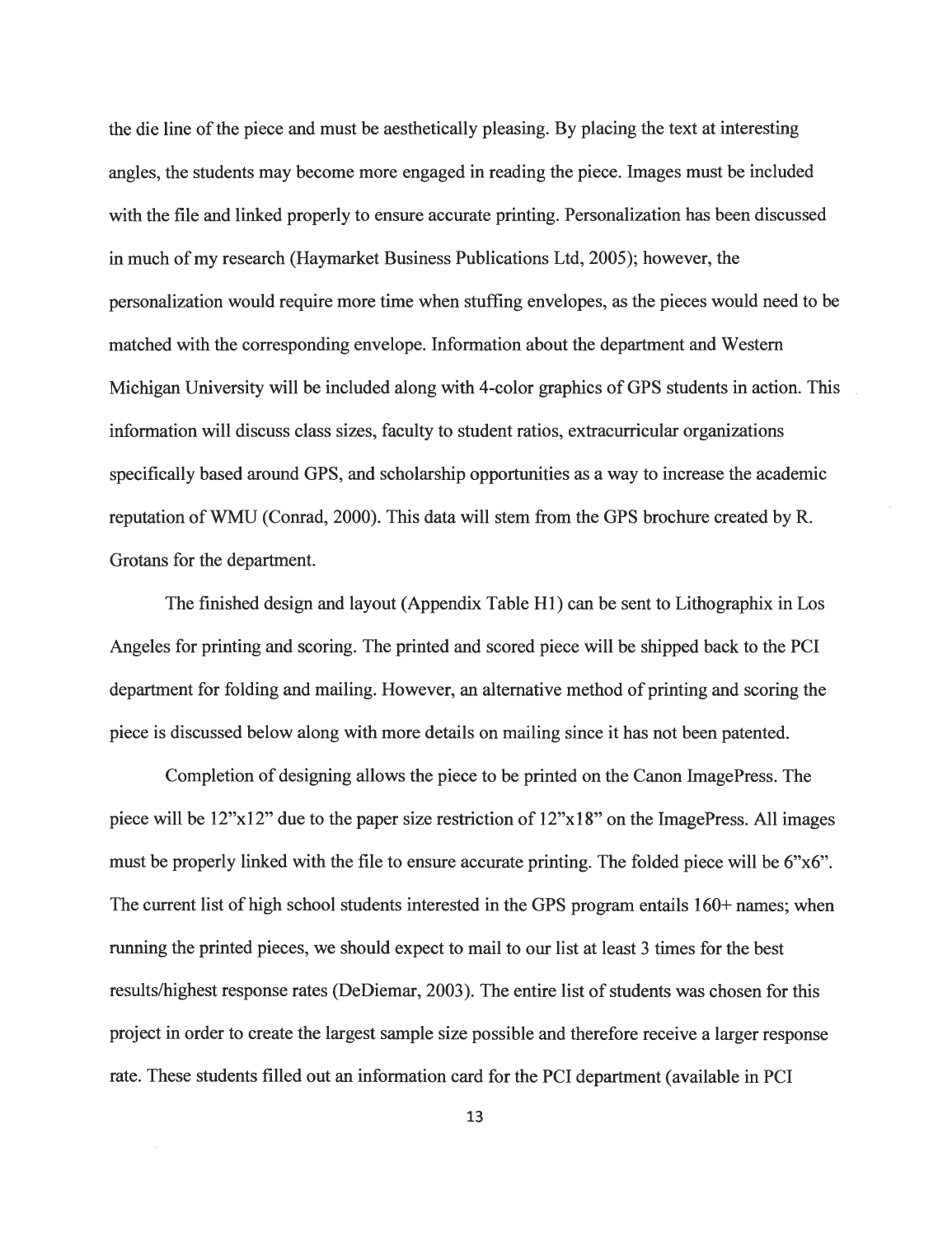the die line of the piece and must be aesthetically pleasing. By placing the text at interesting angles, the students may become more engaged in reading the piece. Images must be included with the file and linked properly to ensure accurate printing. Personalization has been discussed in much of my research (Haymarket Business Publications Ltd, 2005); however, the personalization would require more time when stuffing envelopes, as the pieces would need to be matched with the corresponding envelope. Information about the department and Western Michigan University will be included along with 4-color graphics of GPS students in action. This information will discuss class sizes, faculty to student ratios, extracurricular organizations specifically based around GPS, and scholarship opportunities as a way to increase the academic reputation of WMU (Conrad, 2000). This data will stem from the GPS brochure created by R. Grotans for the department.

The finished design and layout (Appendix Table H1) can be sent to Lithographix in Los Angeles for printing and scoring. The printed and scored piece will be shipped back to the PCI department for folding and mailing. However, an alternative method of printing and scoring the piece is discussed below along with more details on mailing since it has not been patented.

Completion of designing allows the piece to be printed on the Canon ImagePress. The piece will be 12"x12" due to the paper size restriction of 12"x18" on the ImagePress. All images must be properly linked with the file to ensure accurate printing. The folded piece will be 6"x6". The current list of high school students interested in the GPS program entails 160+ names; when running the printed pieces, we should expect to mail to our list at least 3 times for the best results/highest response rates (DeDiemar, 2003). The entire list of students was chosen for this project in order to create the largest sample size possible and therefore receive a larger response rate. These students filled out an information card for the PCI department (available in PCI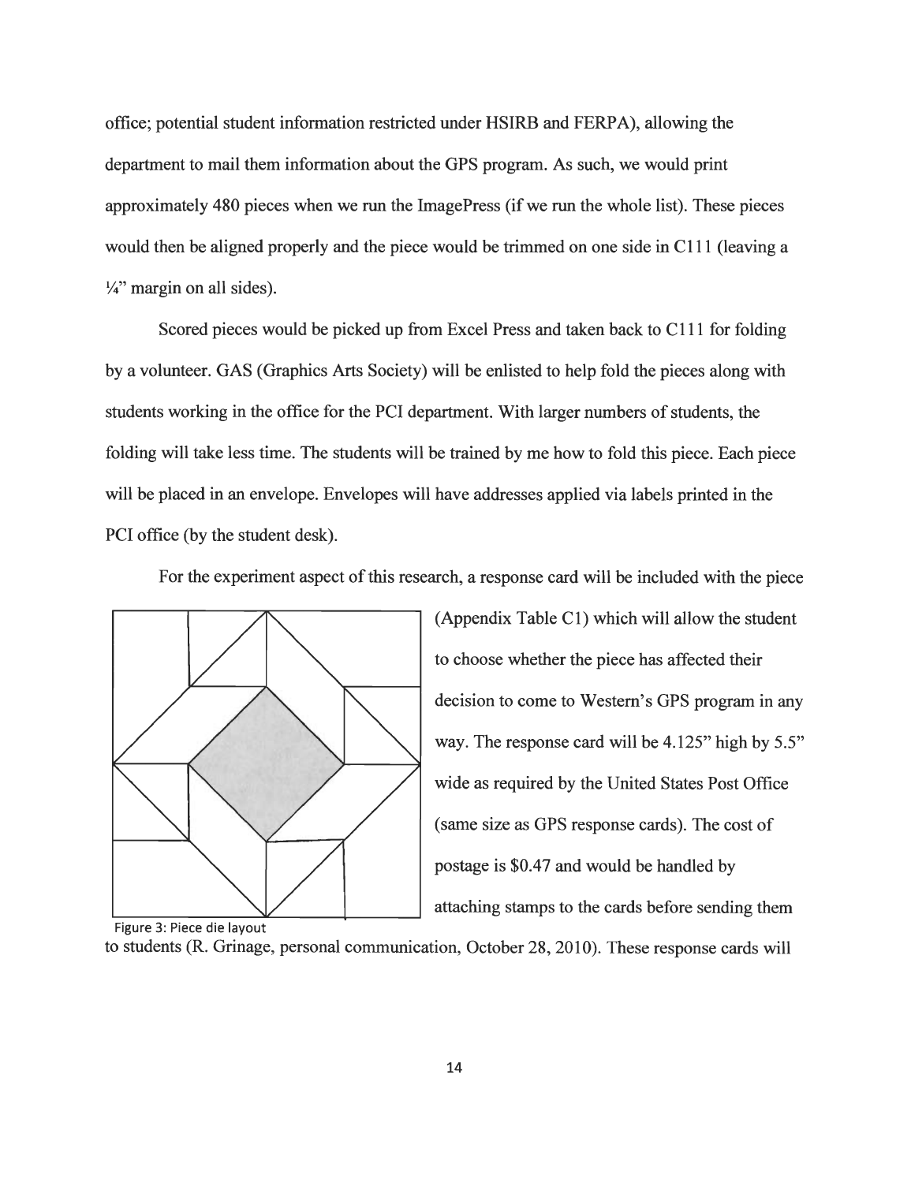office; potential student information restricted under HSIRB and FERPA), allowing the department to mail them information about the GPS program. As such, we would print approximately 480 pieces when we run the ImagePress (if we run the whole list). These pieces would then be aligned properly and the piece would be trimmed on one side in C111 (leaving a ¼" margin on all sides).

Scored pieces would be picked up from Excel Press and taken back to C111 for folding by a volunteer. GAS (Graphics Arts Society) will be enlisted to help fold the pieces along with students working in the office for the PCI department. With larger numbers of students, the folding will take less time. The students will be trained by me how to fold this piece. Each piece will be placed in an envelope. Envelopes will have addresses applied via labels printed in the PCI office (by the student desk).

For the experiment aspect of this research, a response card will be included with the piece (Appendix Table C1) which will allow the student to choose whether the piece has affected their decision to come to Western's GPS program in any way. The response card will be 4.125" high by 5.5" wide as required by the United States Post Office (same size as GPS response cards). The cost of postage is $0.47 and would be handled by attaching stamps to the cards before sending them to students (R. Grinage, personal communication, October 28, 2010). These response cards will

Figure 3: Piece die layout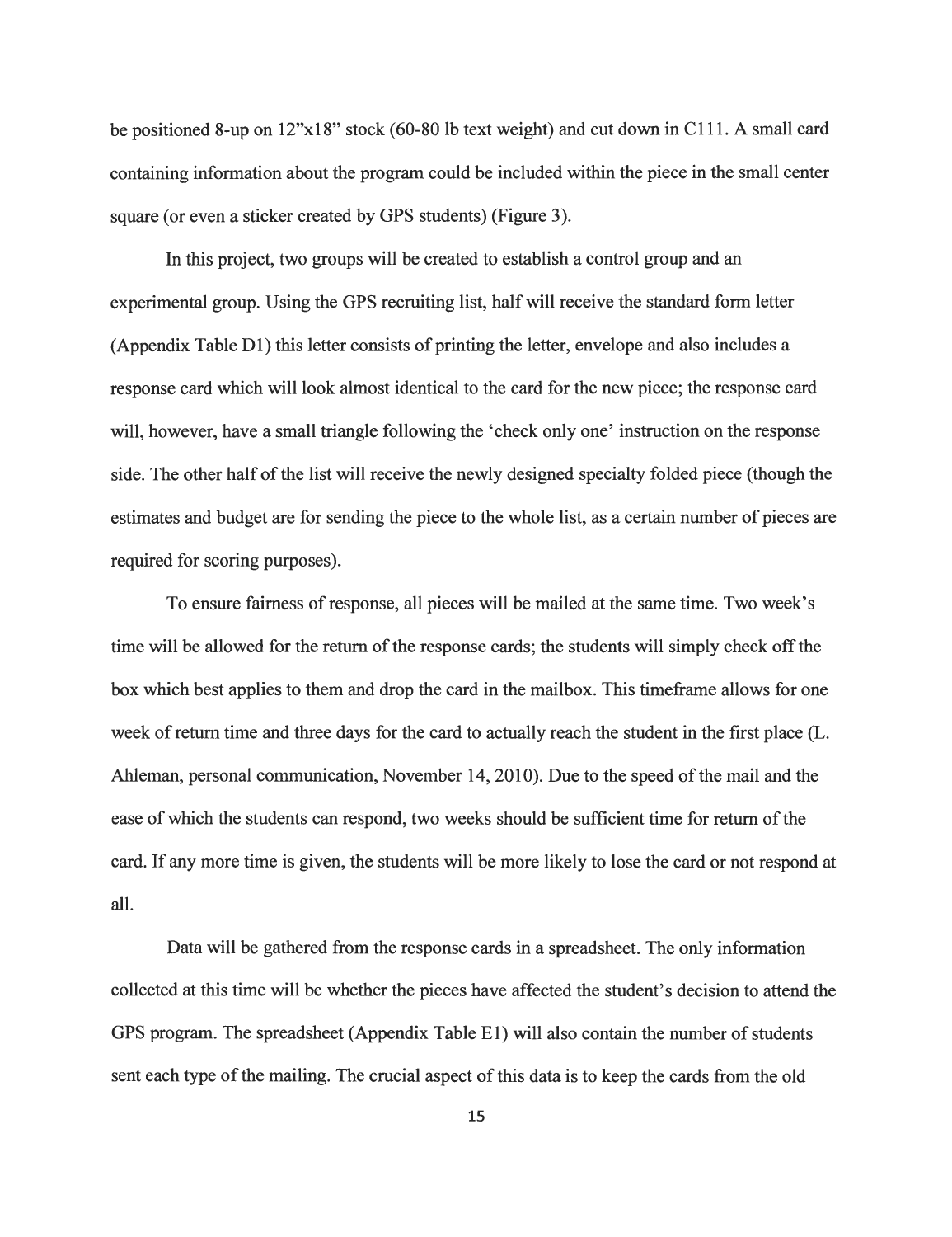be positioned 8-up on 12"x18" stock (60-80 lb text weight) and cut down in C111. A small card containing information about the program could be included within the piece in the small center square (or even a sticker created by GPS students) (Figure 3).

In this project, two groups will be created to establish a control group and an experimental group. Using the GPS recruiting list, half will receive the standard form letter (Appendix Table D1) this letter consists of printing the letter, envelope and also includes a response card which will look almost identical to the card for the new piece; the response card will, however, have a small triangle following the 'check only one' instruction on the response side. The other half of the list will receive the newly designed specialty folded piece (though the estimates and budget are for sending the piece to the whole list, as a certain number of pieces are required for scoring purposes).

To ensure fairness of response, all pieces will be mailed at the same time. Two week's time will be allowed for the return of the response cards; the students will simply check off the box which best applies to them and drop the card in the mailbox. This timeframe allows for one week of return time and three days for the card to actually reach the student in the first place (L. Ahleman, personal communication, November 14, 2010). Due to the speed of the mail and the ease of which the students can respond, two weeks should be sufficient time for return of the card. If any more time is given, the students will be more likely to lose the card or not respond at all.

Data will be gathered from the response cards in a spreadsheet. The only information collected at this time will be whether the pieces have affected the student's decision to attend the GPS program. The spreadsheet (Appendix Table E1) will also contain the number of students sent each type of the mailing. The crucial aspect of this data is to keep the cards from the old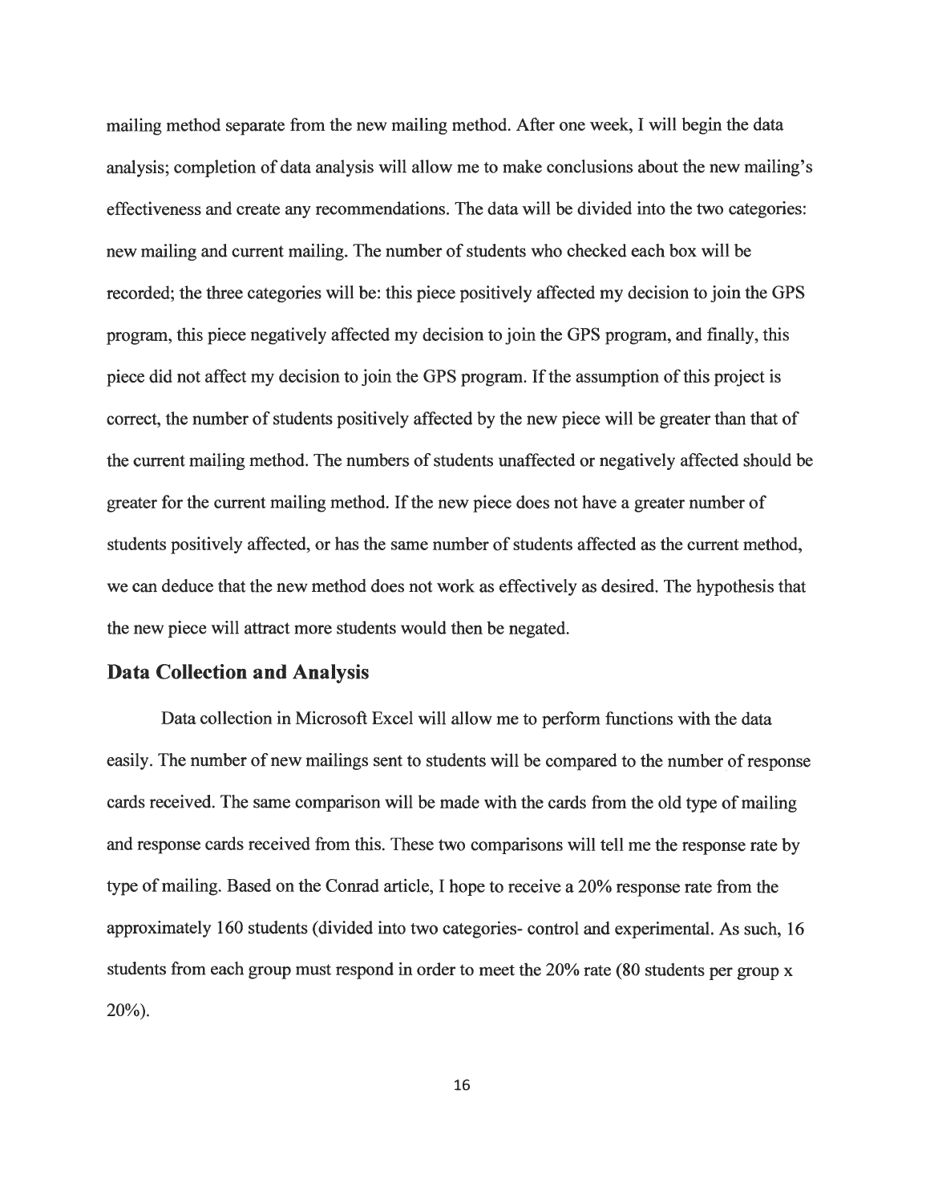mailing method separate from the new mailing method. After one week, I will begin the data analysis; completion of data analysis will allow me to make conclusions about the new mailing's effectiveness and create any recommendations. The data will be divided into the two categories: new mailing and current mailing. The number of students who checked each box will be recorded; the three categories will be: this piece positively affected my decision to join the GPS program, this piece negatively affected my decision to join the GPS program, and finally, this piece did not affect my decision to join the GPS program. If the assumption of this project is correct, the number of students positively affected by the new piece will be greater than that of the current mailing method. The numbers of students unaffected or negatively affected should be greater for the current mailing method. If the new piece does not have a greater number of students positively affected, or has the same number of students affected as the current method, we can deduce that the new method does not work as effectively as desired. The hypothesis that the new piece will attract more students would then be negated.

## Data Collection and Analysis

Data collection in Microsoft Excel will allow me to perform functions with the data easily. The number of new mailings sent to students will be compared to the number of response cards received. The same comparison will be made with the cards from the old type of mailing and response cards received from this. These two comparisons will tell me the response rate by type of mailing. Based on the Conrad article, I hope to receive a 20% response rate from the approximately 160 students (divided into two categories- control and experimental. As such, 16 students from each group must respond in order to meet the 20% rate (80 students per group x 20%).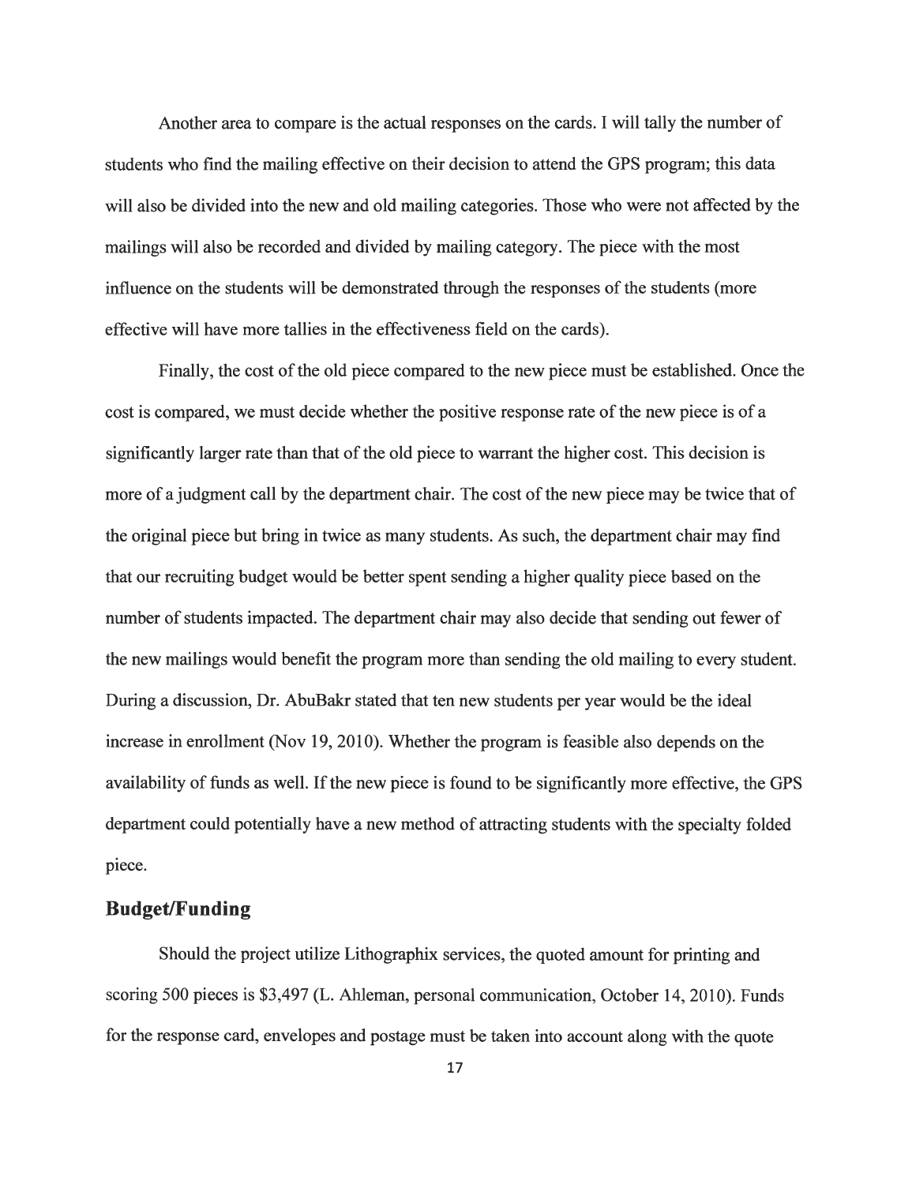Another area to compare is the actual responses on the cards. I will tally the number of students who find the mailing effective on their decision to attend the GPS program; this data will also be divided into the new and old mailing categories. Those who were not affected by the mailings will also be recorded and divided by mailing category. The piece with the most influence on the students will be demonstrated through the responses of the students (more effective will have more tallies in the effectiveness field on the cards).

Finally, the cost of the old piece compared to the new piece must be established. Once the cost is compared, we must decide whether the positive response rate of the new piece is of a significantly larger rate than that of the old piece to warrant the higher cost. This decision is more of a judgment call by the department chair. The cost of the new piece may be twice that of the original piece but bring in twice as many students. As such, the department chair may find that our recruiting budget would be better spent sending a higher quality piece based on the number of students impacted. The department chair may also decide that sending out fewer of the new mailings would benefit the program more than sending the old mailing to every student. During a discussion, Dr. AbuBakr stated that ten new students per year would be the ideal increase in enrollment (Nov 19, 2010). Whether the program is feasible also depends on the availability of funds as well. If the new piece is found to be significantly more effective, the GPS department could potentially have a new method of attracting students with the specialty folded piece.

## Budget/Funding

Should the project utilize Lithographix services, the quoted amount for printing and scoring 500 pieces is $3,497 (L. Ahleman, personal communication, October 14, 2010). Funds for the response card, envelopes and postage must be taken into account along with the quote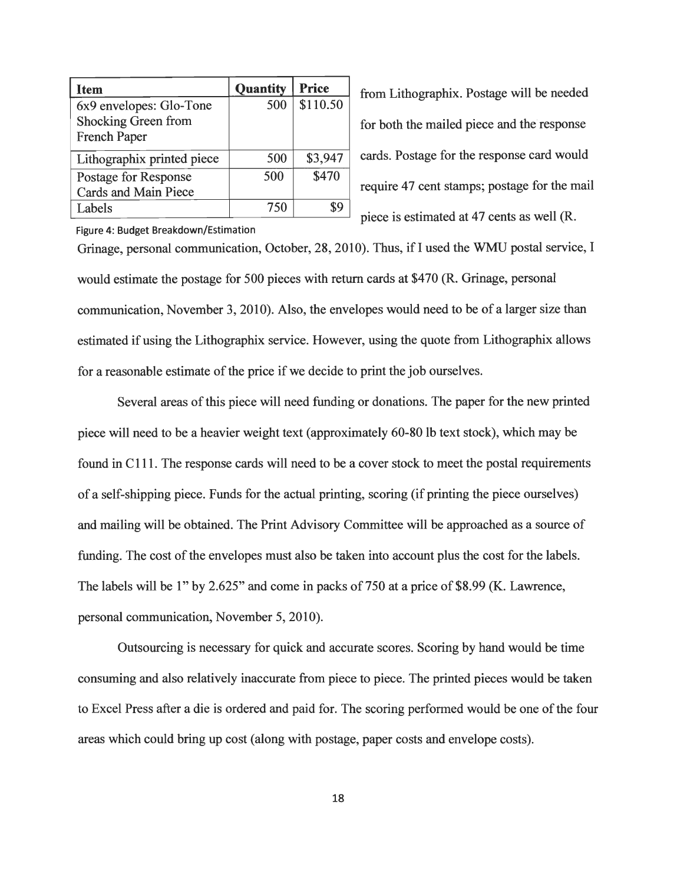| Item | Quantity | Price |
|---|---|---|
| 6x9 envelopes: Glo-Tone Shocking Green from French Paper | 500 | $110.50 |
| Lithographix printed piece | 500 | $3,947 |
| Postage for Response Cards and Main Piece | 500 | $470 |
| Labels | 750 | $9 |

Figure 4: Budget Breakdown/Estimation

from Lithographix. Postage will be needed for both the mailed piece and the response cards. Postage for the response card would require 47 cent stamps; postage for the mail piece is estimated at 47 cents as well (R. Grinage, personal communication, October, 28, 2010). Thus, if I used the WMU postal service, I would estimate the postage for 500 pieces with return cards at $470 (R. Grinage, personal communication, November 3, 2010). Also, the envelopes would need to be of a larger size than estimated if using the Lithographix service. However, using the quote from Lithographix allows for a reasonable estimate of the price if we decide to print the job ourselves.

Several areas of this piece will need funding or donations. The paper for the new printed piece will need to be a heavier weight text (approximately 60-80 lb text stock), which may be found in C111. The response cards will need to be a cover stock to meet the postal requirements of a self-shipping piece. Funds for the actual printing, scoring (if printing the piece ourselves) and mailing will be obtained. The Print Advisory Committee will be approached as a source of funding. The cost of the envelopes must also be taken into account plus the cost for the labels. The labels will be 1" by 2.625" and come in packs of 750 at a price of $8.99 (K. Lawrence, personal communication, November 5, 2010).

Outsourcing is necessary for quick and accurate scores. Scoring by hand would be time consuming and also relatively inaccurate from piece to piece. The printed pieces would be taken to Excel Press after a die is ordered and paid for. The scoring performed would be one of the four areas which could bring up cost (along with postage, paper costs and envelope costs).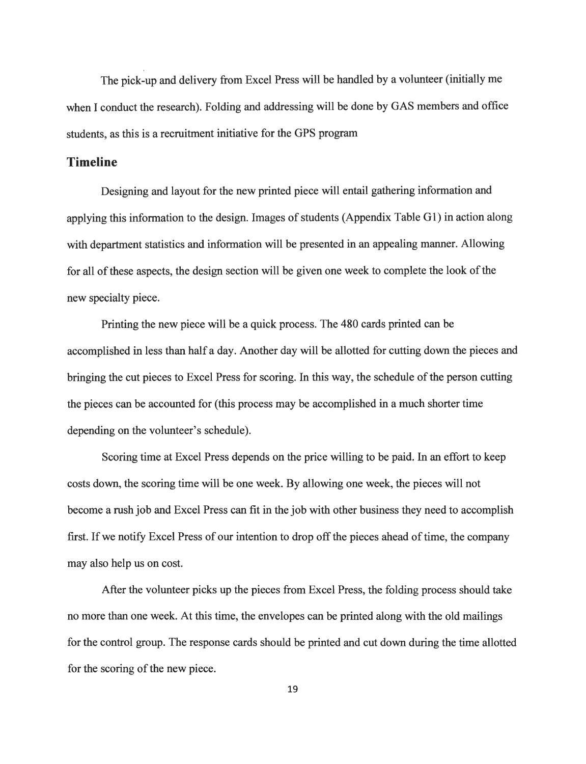The pick-up and delivery from Excel Press will be handled by a volunteer (initially me when I conduct the research). Folding and addressing will be done by GAS members and office students, as this is a recruitment initiative for the GPS program

## Timeline

Designing and layout for the new printed piece will entail gathering information and applying this information to the design. Images of students (Appendix Table G1) in action along with department statistics and information will be presented in an appealing manner. Allowing for all of these aspects, the design section will be given one week to complete the look of the new specialty piece.

Printing the new piece will be a quick process. The 480 cards printed can be accomplished in less than half a day. Another day will be allotted for cutting down the pieces and bringing the cut pieces to Excel Press for scoring. In this way, the schedule of the person cutting the pieces can be accounted for (this process may be accomplished in a much shorter time depending on the volunteer's schedule).

Scoring time at Excel Press depends on the price willing to be paid. In an effort to keep costs down, the scoring time will be one week. By allowing one week, the pieces will not become a rush job and Excel Press can fit in the job with other business they need to accomplish first. If we notify Excel Press of our intention to drop off the pieces ahead of time, the company may also help us on cost.

After the volunteer picks up the pieces from Excel Press, the folding process should take no more than one week. At this time, the envelopes can be printed along with the old mailings for the control group. The response cards should be printed and cut down during the time allotted for the scoring of the new piece.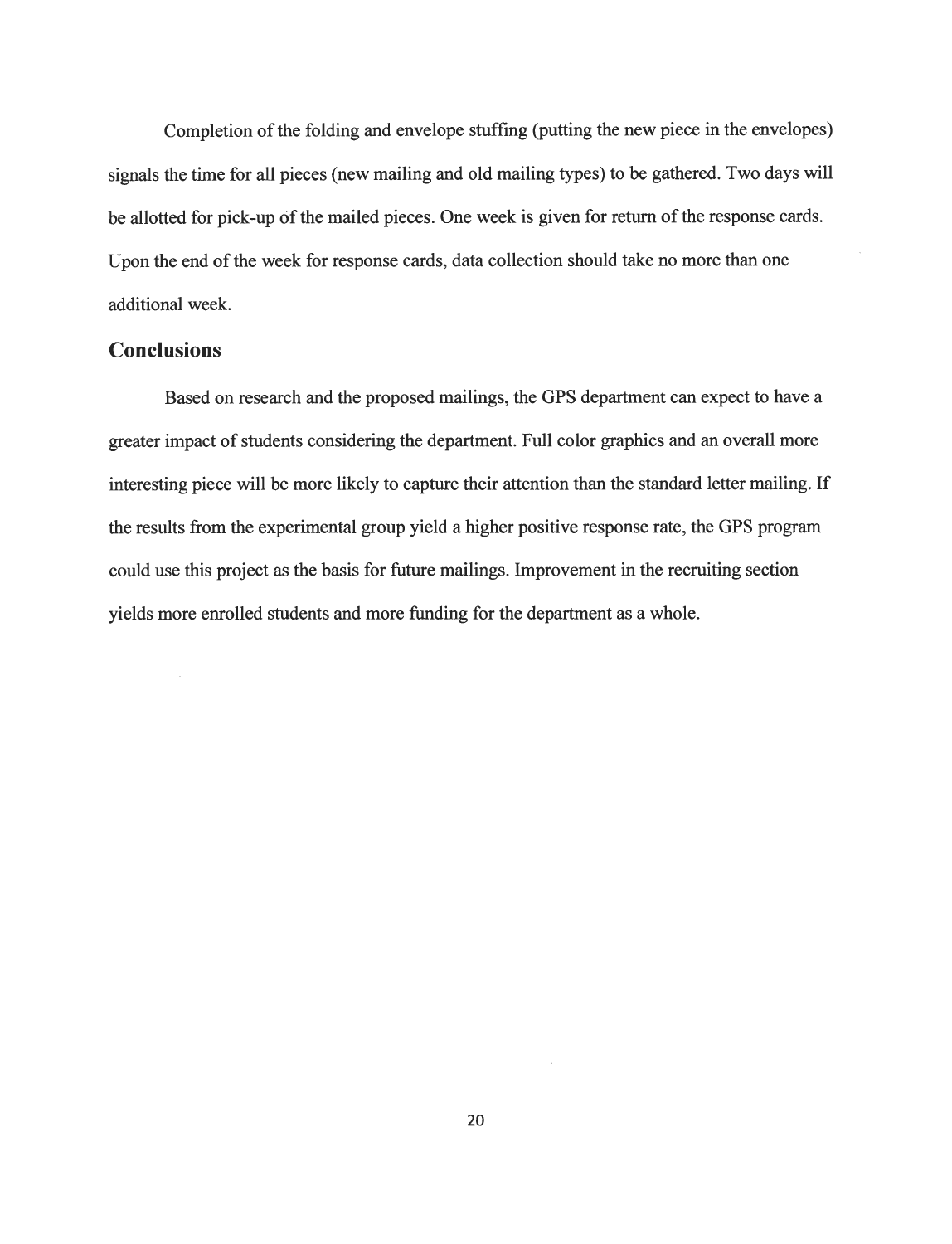Completion of the folding and envelope stuffing (putting the new piece in the envelopes) signals the time for all pieces (new mailing and old mailing types) to be gathered. Two days will be allotted for pick-up of the mailed pieces. One week is given for return of the response cards. Upon the end of the week for response cards, data collection should take no more than one additional week.

## Conclusions

Based on research and the proposed mailings, the GPS department can expect to have a greater impact of students considering the department. Full color graphics and an overall more interesting piece will be more likely to capture their attention than the standard letter mailing. If the results from the experimental group yield a higher positive response rate, the GPS program could use this project as the basis for future mailings. Improvement in the recruiting section yields more enrolled students and more funding for the department as a whole.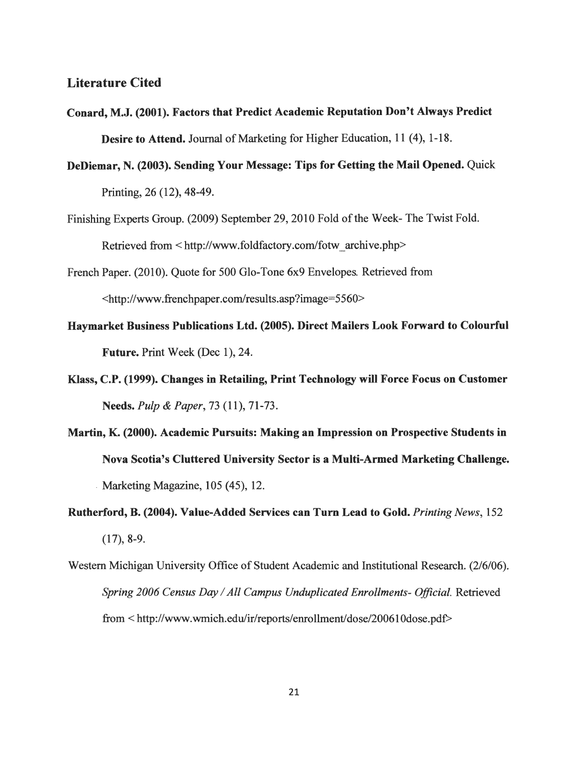## Literature Cited

**Conard, M.J. (2001). Factors that Predict Academic Reputation Don't Always Predict Desire to Attend.** Journal of Marketing for Higher Education, 11 (4), 1-18.

**DeDiemar, N. (2003). Sending Your Message: Tips for Getting the Mail Opened.** Quick Printing, 26 (12), 48-49.

Finishing Experts Group. (2009) September 29, 2010 Fold of the Week- The Twist Fold. Retrieved from < http://www.foldfactory.com/fotw_archive.php>

French Paper. (2010). Quote for 500 Glo-Tone 6x9 Envelopes. Retrieved from <http://www.frenchpaper.com/results.asp?image=5560>

**Haymarket Business Publications Ltd. (2005). Direct Mailers Look Forward to Colourful Future.** Print Week (Dec 1), 24.

**Klass, C.P. (1999). Changes in Retailing, Print Technology will Force Focus on Customer Needs.** *Pulp & Paper*, 73 (11), 71-73.

**Martin, K. (2000). Academic Pursuits: Making an Impression on Prospective Students in Nova Scotia's Cluttered University Sector is a Multi-Armed Marketing Challenge.** Marketing Magazine, 105 (45), 12.

**Rutherford, B. (2004). Value-Added Services can Turn Lead to Gold.** *Printing News*, 152 (17), 8-9.

Western Michigan University Office of Student Academic and Institutional Research. (2/6/06). *Spring 2006 Census Day / All Campus Unduplicated Enrollments- Official.* Retrieved from < http://www.wmich.edu/ir/reports/enrollment/dose/200610dose.pdf>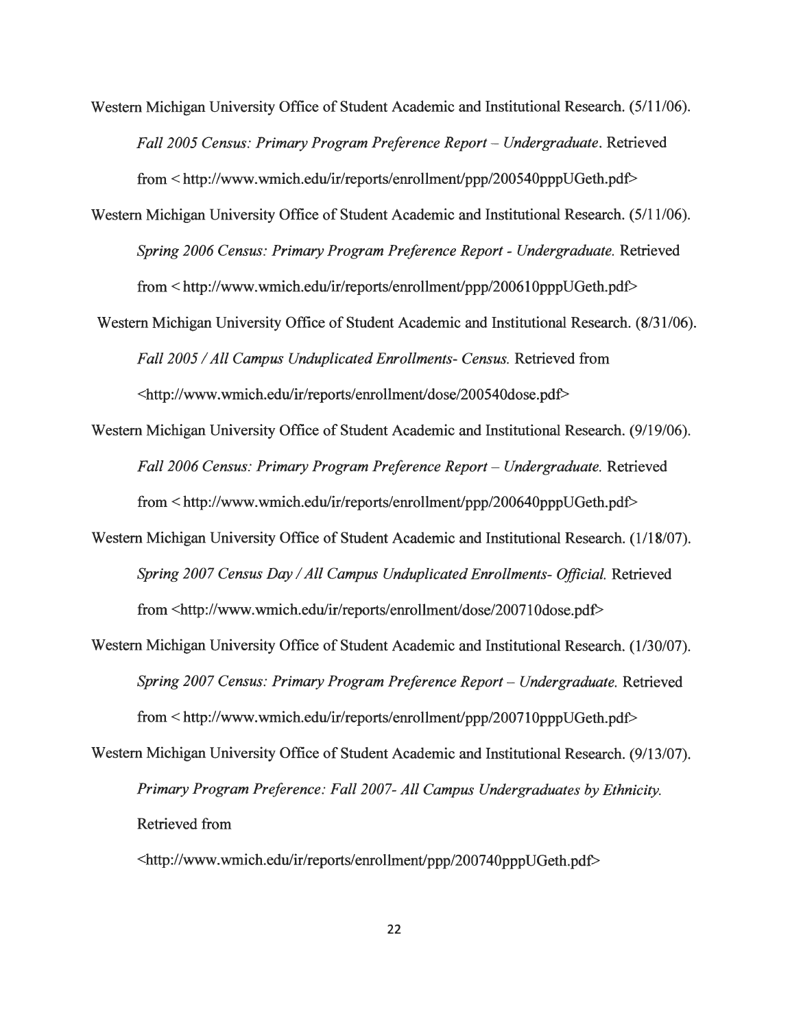Western Michigan University Office of Student Academic and Institutional Research. (5/11/06). *Fall 2005 Census: Primary Program Preference Report – Undergraduate*. Retrieved from < http://www.wmich.edu/ir/reports/enrollment/ppp/200540pppUGeth.pdf>

Western Michigan University Office of Student Academic and Institutional Research. (5/11/06). *Spring 2006 Census: Primary Program Preference Report - Undergraduate.* Retrieved from < http://www.wmich.edu/ir/reports/enrollment/ppp/200610pppUGeth.pdf>

Western Michigan University Office of Student Academic and Institutional Research. (8/31/06). *Fall 2005 / All Campus Unduplicated Enrollments- Census.* Retrieved from <http://www.wmich.edu/ir/reports/enrollment/dose/200540dose.pdf>

Western Michigan University Office of Student Academic and Institutional Research. (9/19/06). *Fall 2006 Census: Primary Program Preference Report – Undergraduate.* Retrieved from < http://www.wmich.edu/ir/reports/enrollment/ppp/200640pppUGeth.pdf>

Western Michigan University Office of Student Academic and Institutional Research. (1/18/07). *Spring 2007 Census Day / All Campus Unduplicated Enrollments- Official.* Retrieved from <http://www.wmich.edu/ir/reports/enrollment/dose/200710dose.pdf>

Western Michigan University Office of Student Academic and Institutional Research. (1/30/07). *Spring 2007 Census: Primary Program Preference Report – Undergraduate.* Retrieved from < http://www.wmich.edu/ir/reports/enrollment/ppp/200710pppUGeth.pdf>

Western Michigan University Office of Student Academic and Institutional Research. (9/13/07). *Primary Program Preference: Fall 2007- All Campus Undergraduates by Ethnicity.* Retrieved from <http://www.wmich.edu/ir/reports/enrollment/ppp/200740pppUGeth.pdf>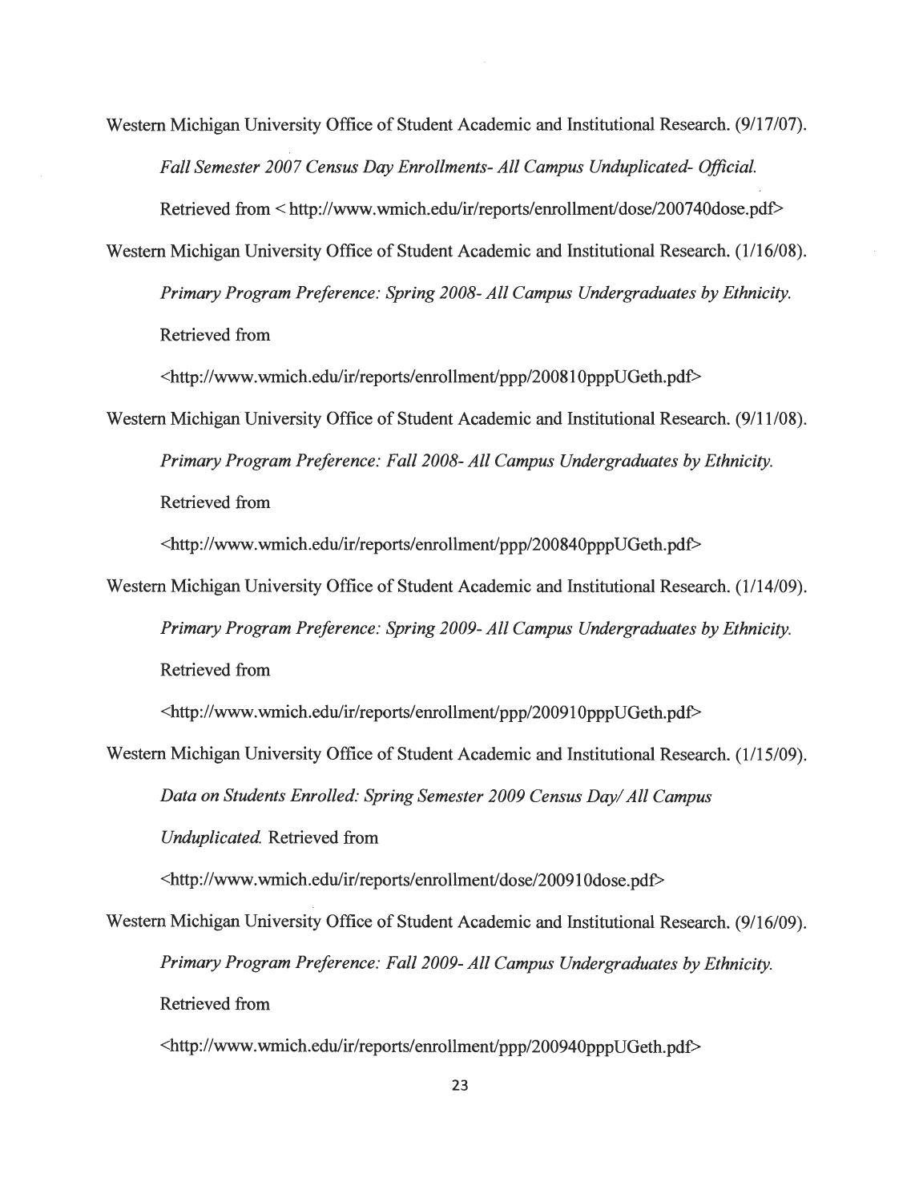Western Michigan University Office of Student Academic and Institutional Research. (9/17/07). *Fall Semester 2007 Census Day Enrollments- All Campus Unduplicated- Official.* Retrieved from < http://www.wmich.edu/ir/reports/enrollment/dose/200740dose.pdf>

Western Michigan University Office of Student Academic and Institutional Research. (1/16/08). *Primary Program Preference: Spring 2008- All Campus Undergraduates by Ethnicity.* Retrieved from <http://www.wmich.edu/ir/reports/enrollment/ppp/200810pppUGeth.pdf>

Western Michigan University Office of Student Academic and Institutional Research. (9/11/08). *Primary Program Preference: Fall 2008- All Campus Undergraduates by Ethnicity.* Retrieved from <http://www.wmich.edu/ir/reports/enrollment/ppp/200840pppUGeth.pdf>

Western Michigan University Office of Student Academic and Institutional Research. (1/14/09). *Primary Program Preference: Spring 2009- All Campus Undergraduates by Ethnicity.* Retrieved from <http://www.wmich.edu/ir/reports/enrollment/ppp/200910pppUGeth.pdf>

Western Michigan University Office of Student Academic and Institutional Research. (1/15/09). *Data on Students Enrolled: Spring Semester 2009 Census Day/ All Campus Unduplicated.* Retrieved from <http://www.wmich.edu/ir/reports/enrollment/dose/200910dose.pdf>

Western Michigan University Office of Student Academic and Institutional Research. (9/16/09). *Primary Program Preference: Fall 2009- All Campus Undergraduates by Ethnicity.* Retrieved from <http://www.wmich.edu/ir/reports/enrollment/ppp/200940pppUGeth.pdf>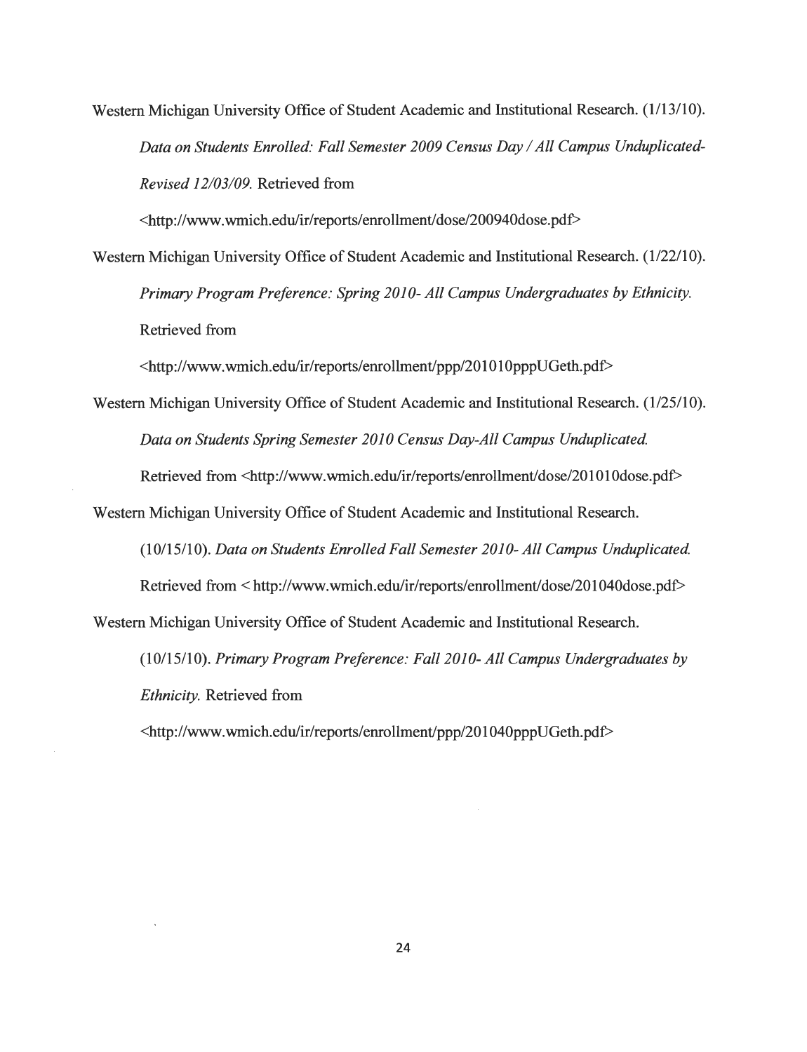Western Michigan University Office of Student Academic and Institutional Research. (1/13/10). *Data on Students Enrolled: Fall Semester 2009 Census Day / All Campus Unduplicated-Revised 12/03/09.* Retrieved from <http://www.wmich.edu/ir/reports/enrollment/dose/200940dose.pdf>

Western Michigan University Office of Student Academic and Institutional Research. (1/22/10). *Primary Program Preference: Spring 2010- All Campus Undergraduates by Ethnicity.* Retrieved from <http://www.wmich.edu/ir/reports/enrollment/ppp/201010pppUGeth.pdf>

Western Michigan University Office of Student Academic and Institutional Research. (1/25/10). *Data on Students Spring Semester 2010 Census Day-All Campus Unduplicated.* Retrieved from <http://www.wmich.edu/ir/reports/enrollment/dose/201010dose.pdf>

Western Michigan University Office of Student Academic and Institutional Research. (10/15/10). *Data on Students Enrolled Fall Semester 2010- All Campus Unduplicated.* Retrieved from < http://www.wmich.edu/ir/reports/enrollment/dose/201040dose.pdf>

Western Michigan University Office of Student Academic and Institutional Research. (10/15/10). *Primary Program Preference: Fall 2010- All Campus Undergraduates by Ethnicity.* Retrieved from <http://www.wmich.edu/ir/reports/enrollment/ppp/201040pppUGeth.pdf>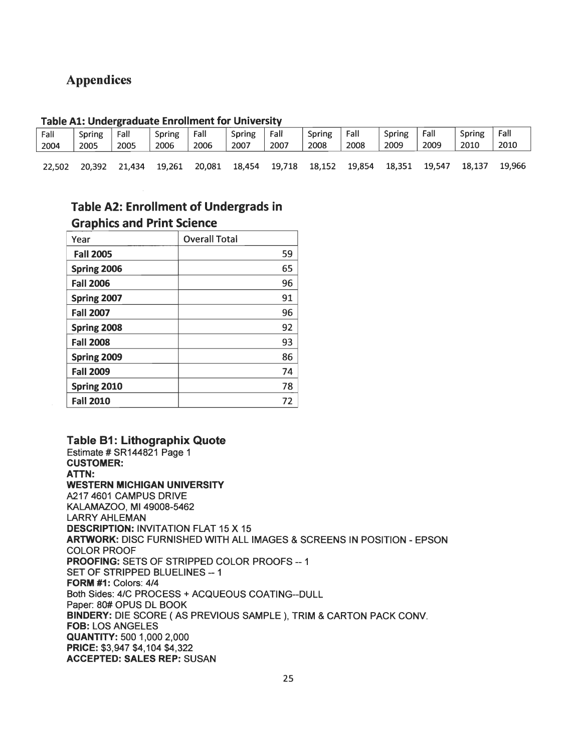# Appendices

**Table A1: Undergraduate Enrollment for University**

| Fall 2004 | Spring 2005 | Fall 2005 | Spring 2006 | Fall 2006 | Spring 2007 | Fall 2007 | Spring 2008 | Fall 2008 | Spring 2009 | Fall 2009 | Spring 2010 | Fall 2010 |
|---|---|---|---|---|---|---|---|---|---|---|---|---|
| 22,502 | 20,392 | 21,434 | 19,261 | 20,081 | 18,454 | 19,718 | 18,152 | 19,854 | 18,351 | 19,547 | 18,137 | 19,966 |

**Table A2: Enrollment of Undergrads in Graphics and Print Science**

| Year | Overall Total |
|---|---|
| **Fall 2005** | 59 |
| **Spring 2006** | 65 |
| **Fall 2006** | 96 |
| **Spring 2007** | 91 |
| **Fall 2007** | 96 |
| **Spring 2008** | 92 |
| **Fall 2008** | 93 |
| **Spring 2009** | 86 |
| **Fall 2009** | 74 |
| **Spring 2010** | 78 |
| **Fall 2010** | 72 |

**Table B1: Lithographix Quote**

Estimate # SR144821 Page 1
**CUSTOMER:**
**ATTN:**
**WESTERN MICHIGAN UNIVERSITY**
A217 4601 CAMPUS DRIVE
KALAMAZOO, MI 49008-5462
LARRY AHLEMAN
**DESCRIPTION:** INVITATION FLAT 15 X 15
**ARTWORK:** DISC FURNISHED WITH ALL IMAGES & SCREENS IN POSITION - EPSON COLOR PROOF
**PROOFING:** SETS OF STRIPPED COLOR PROOFS -- 1
SET OF STRIPPED BLUELINES -- 1
**FORM #1:** Colors: 4/4
Both Sides: 4/C PROCESS + ACQUEOUS COATING--DULL
Paper: 80# OPUS DL BOOK
**BINDERY:** DIE SCORE ( AS PREVIOUS SAMPLE ), TRIM & CARTON PACK CONV.
**FOB:** LOS ANGELES
**QUANTITY:** 500 1,000 2,000
**PRICE:** $3,947 $4,104 $4,322
**ACCEPTED: SALES REP:** SUSAN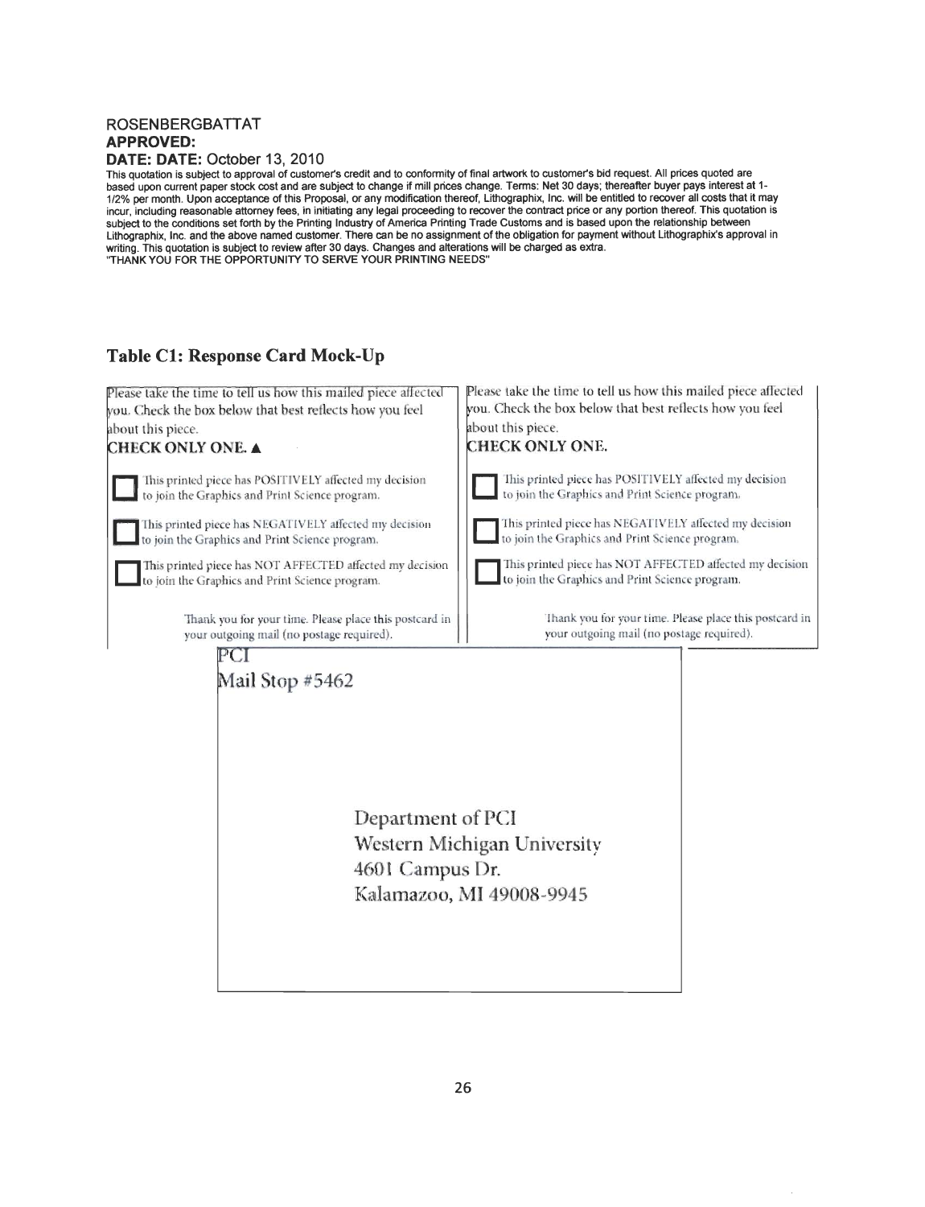ROSENBERGBATTAT
**APPROVED:**
**DATE: DATE:** October 13, 2010

This quotation is subject to approval of customer's credit and to conformity of final artwork to customer's bid request. All prices quoted are based upon current paper stock cost and are subject to change if mill prices change. Terms: Net 30 days; thereafter buyer pays interest at 1-1/2% per month. Upon acceptance of this Proposal, or any modification thereof, Lithographix, Inc. will be entitled to recover all costs that it may incur, including reasonable attorney fees, in initiating any legal proceeding to recover the contract price or any portion thereof. This quotation is subject to the conditions set forth by the Printing Industry of America Printing Trade Customs and is based upon the relationship between Lithographix, Inc. and the above named customer. There can be no assignment of the obligation for payment without Lithographix's approval in writing. This quotation is subject to review after 30 days. Changes and alterations will be charged as extra.
"THANK YOU FOR THE OPPORTUNITY TO SERVE YOUR PRINTING NEEDS"

## Table C1: Response Card Mock-Up

Please take the time to tell us how this mailed piece affected you. Check the box below that best reflects how you feel about this piece.

**CHECK ONLY ONE. ▲**

☐ This printed piece has POSITIVELY affected my decision to join the Graphics and Print Science program.

☐ This printed piece has NEGATIVELY affected my decision to join the Graphics and Print Science program.

☐ This printed piece has NOT AFFECTED affected my decision to join the Graphics and Print Science program.

Thank you for your time. Please place this postcard in your outgoing mail (no postage required).

Please take the time to tell us how this mailed piece affected you. Check the box below that best reflects how you feel about this piece.

**CHECK ONLY ONE.**

☐ This printed piece has POSITIVELY affected my decision to join the Graphics and Print Science program.

☐ This printed piece has NEGATIVELY affected my decision to join the Graphics and Print Science program.

☐ This printed piece has NOT AFFECTED affected my decision to join the Graphics and Print Science program.

Thank you for your time. Please place this postcard in your outgoing mail (no postage required).

PCI
Mail Stop #5462

Department of PCI
Western Michigan University
4601 Campus Dr.
Kalamazoo, MI 49008-9945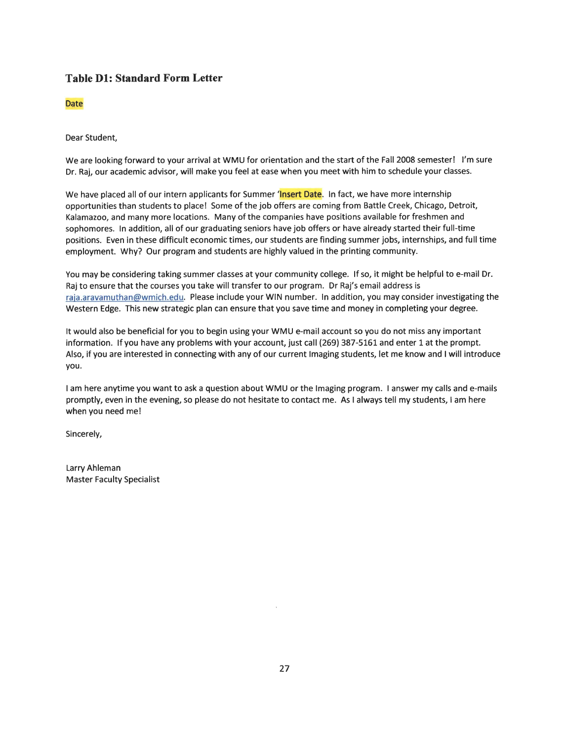### Table D1: Standard Form Letter

Date

Dear Student,

We are looking forward to your arrival at WMU for orientation and the start of the Fall 2008 semester! I'm sure Dr. Raj, our academic advisor, will make you feel at ease when you meet with him to schedule your classes.

We have placed all of our intern applicants for Summer 'Insert Date. In fact, we have more internship opportunities than students to place! Some of the job offers are coming from Battle Creek, Chicago, Detroit, Kalamazoo, and many more locations. Many of the companies have positions available for freshmen and sophomores. In addition, all of our graduating seniors have job offers or have already started their full-time positions. Even in these difficult economic times, our students are finding summer jobs, internships, and full time employment. Why? Our program and students are highly valued in the printing community.

You may be considering taking summer classes at your community college. If so, it might be helpful to e-mail Dr. Raj to ensure that the courses you take will transfer to our program. Dr Raj's email address is raja.aravamuthan@wmich.edu. Please include your WIN number. In addition, you may consider investigating the Western Edge. This new strategic plan can ensure that you save time and money in completing your degree.

It would also be beneficial for you to begin using your WMU e-mail account so you do not miss any important information. If you have any problems with your account, just call (269) 387-5161 and enter 1 at the prompt. Also, if you are interested in connecting with any of our current Imaging students, let me know and I will introduce you.

I am here anytime you want to ask a question about WMU or the Imaging program. I answer my calls and e-mails promptly, even in the evening, so please do not hesitate to contact me. As I always tell my students, I am here when you need me!

Sincerely,

Larry Ahleman
Master Faculty Specialist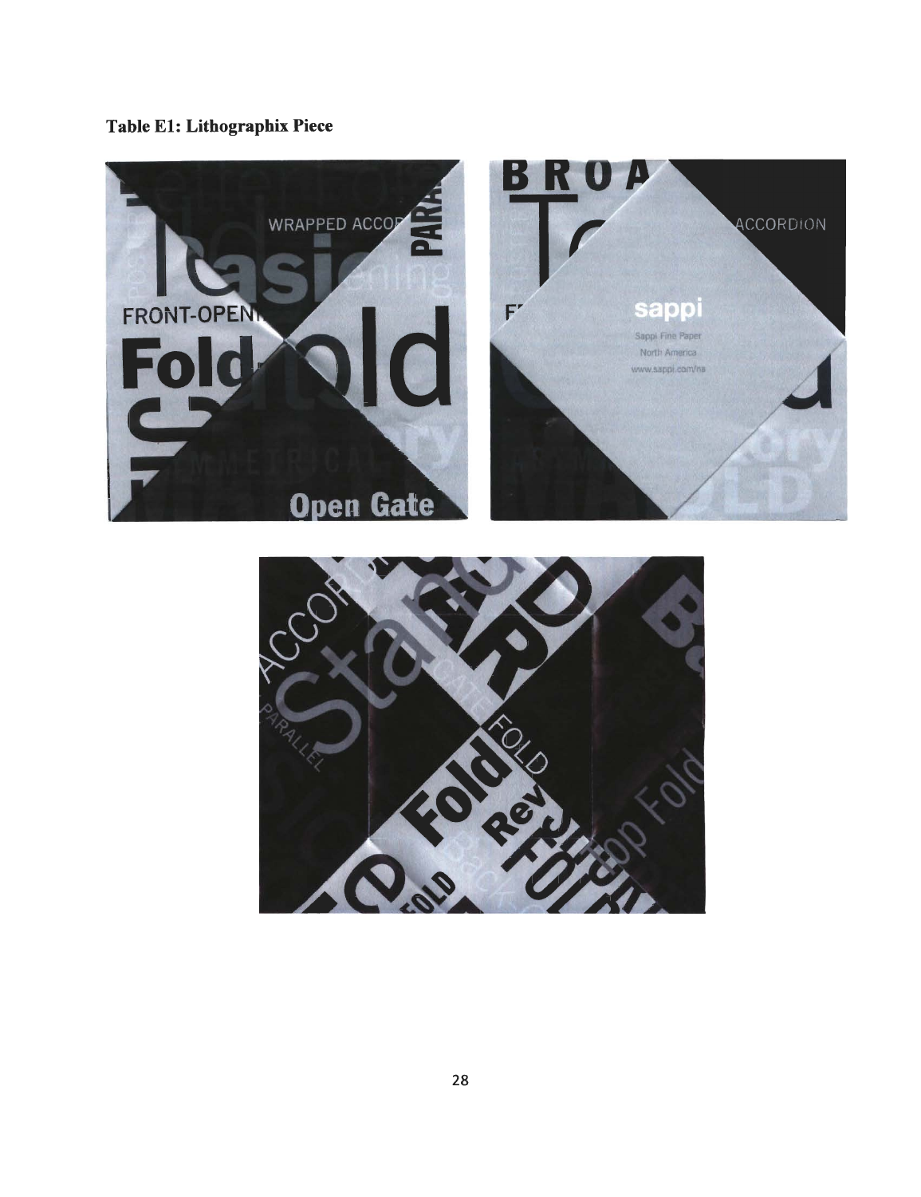**Table E1: Lithographix Piece**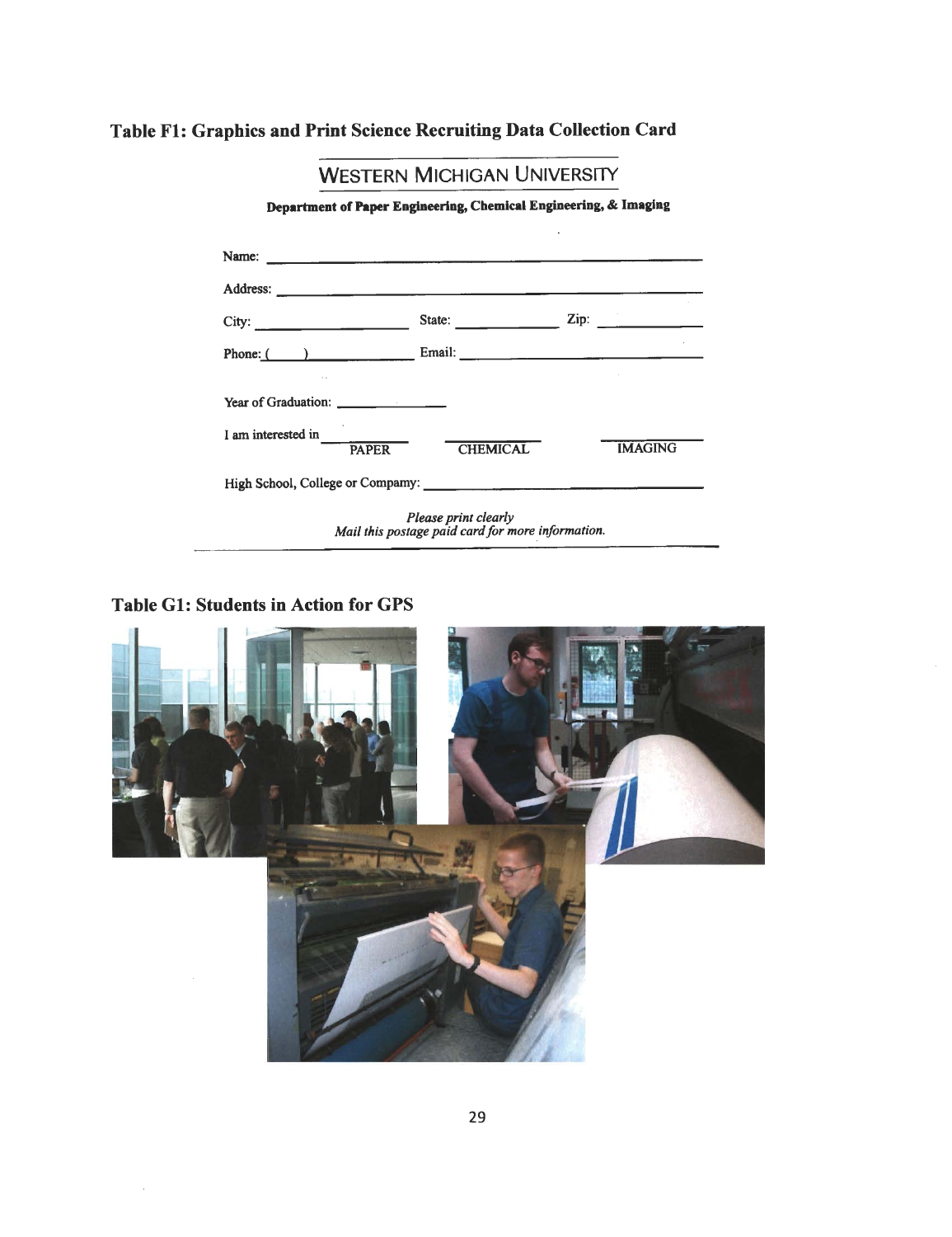## Table F1: Graphics and Print Science Recruiting Data Collection Card

WESTERN MICHIGAN UNIVERSITY

**Department of Paper Engineering, Chemical Engineering, & Imaging**

Name: ______________________________________________

Address: ____________________________________________

City: ____________________ State: ______________ Zip: ____________

Phone: (     ) ______________ Email: ______________________________

Year of Graduation: ______________

I am interested in ________ PAPER ________ CHEMICAL ________ IMAGING

High School, College or Company: ______________________________

*Please print clearly*
*Mail this postage paid card for more information.*

## Table G1: Students in Action for GPS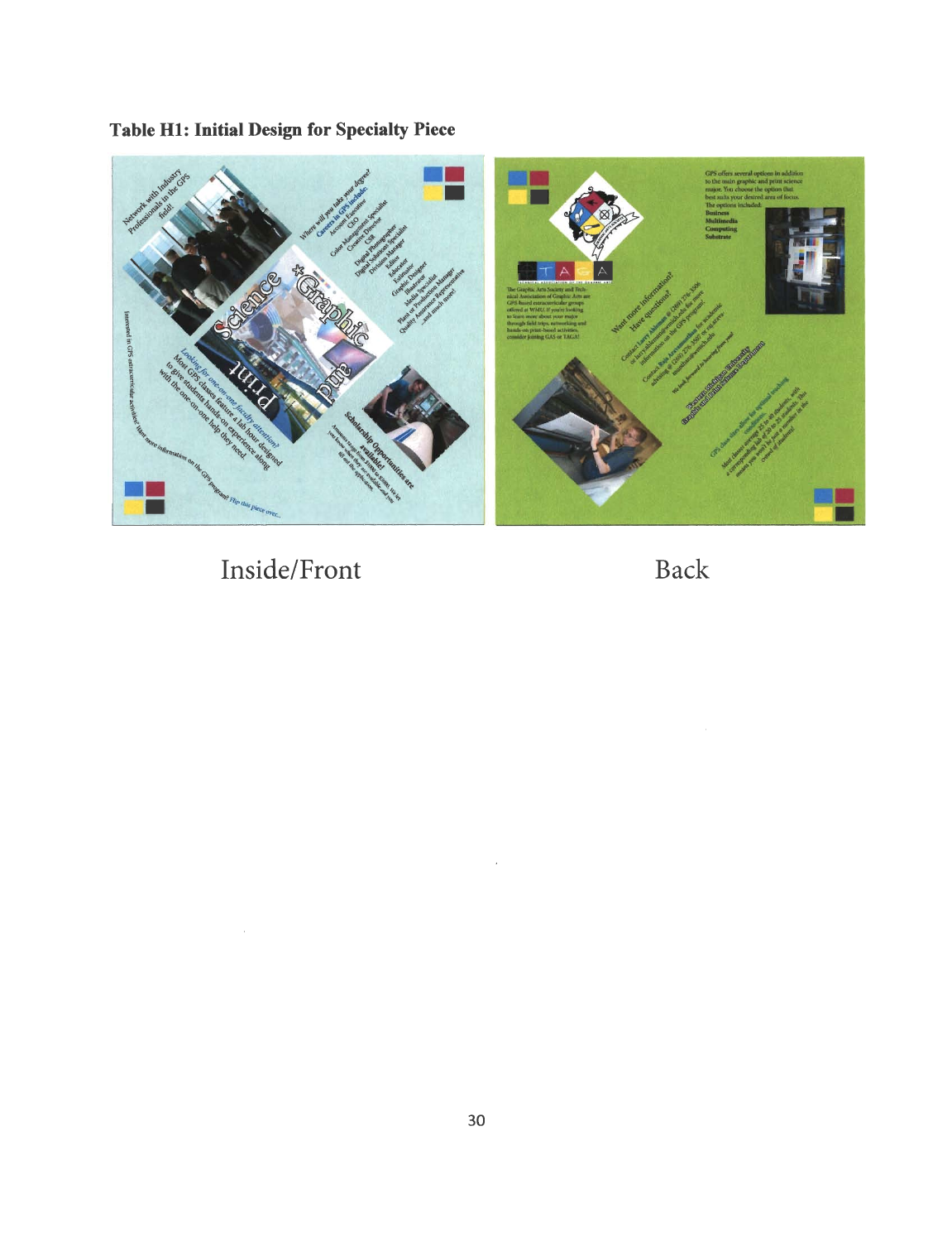**Table H1: Initial Design for Specialty Piece**

Inside/Front

Back